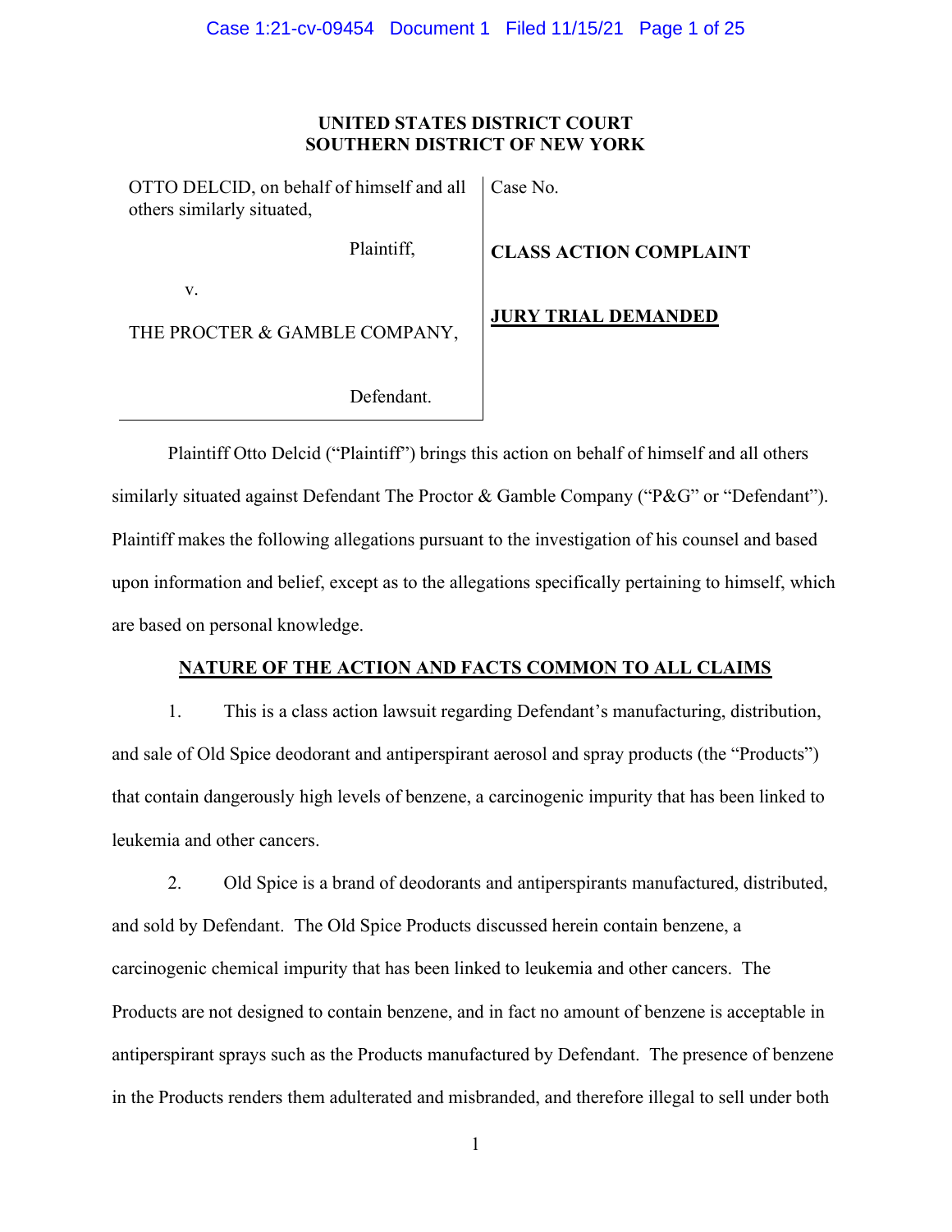**UNITED STATES DISTRICT COURT**
**SOUTHERN DISTRICT OF NEW YORK**

| | |
|---|---|
| OTTO DELCID, on behalf of himself and all others similarly situated, | Case No. |
| Plaintiff, | **CLASS ACTION COMPLAINT** |
| v. | |
| THE PROCTER & GAMBLE COMPANY, | **JURY TRIAL DEMANDED** |
| Defendant. | |

Plaintiff Otto Delcid ("Plaintiff") brings this action on behalf of himself and all others similarly situated against Defendant The Proctor & Gamble Company ("P&G" or "Defendant"). Plaintiff makes the following allegations pursuant to the investigation of his counsel and based upon information and belief, except as to the allegations specifically pertaining to himself, which are based on personal knowledge.

## NATURE OF THE ACTION AND FACTS COMMON TO ALL CLAIMS

1. This is a class action lawsuit regarding Defendant's manufacturing, distribution, and sale of Old Spice deodorant and antiperspirant aerosol and spray products (the "Products") that contain dangerously high levels of benzene, a carcinogenic impurity that has been linked to leukemia and other cancers.

2. Old Spice is a brand of deodorants and antiperspirants manufactured, distributed, and sold by Defendant. The Old Spice Products discussed herein contain benzene, a carcinogenic chemical impurity that has been linked to leukemia and other cancers. The Products are not designed to contain benzene, and in fact no amount of benzene is acceptable in antiperspirant sprays such as the Products manufactured by Defendant. The presence of benzene in the Products renders them adulterated and misbranded, and therefore illegal to sell under both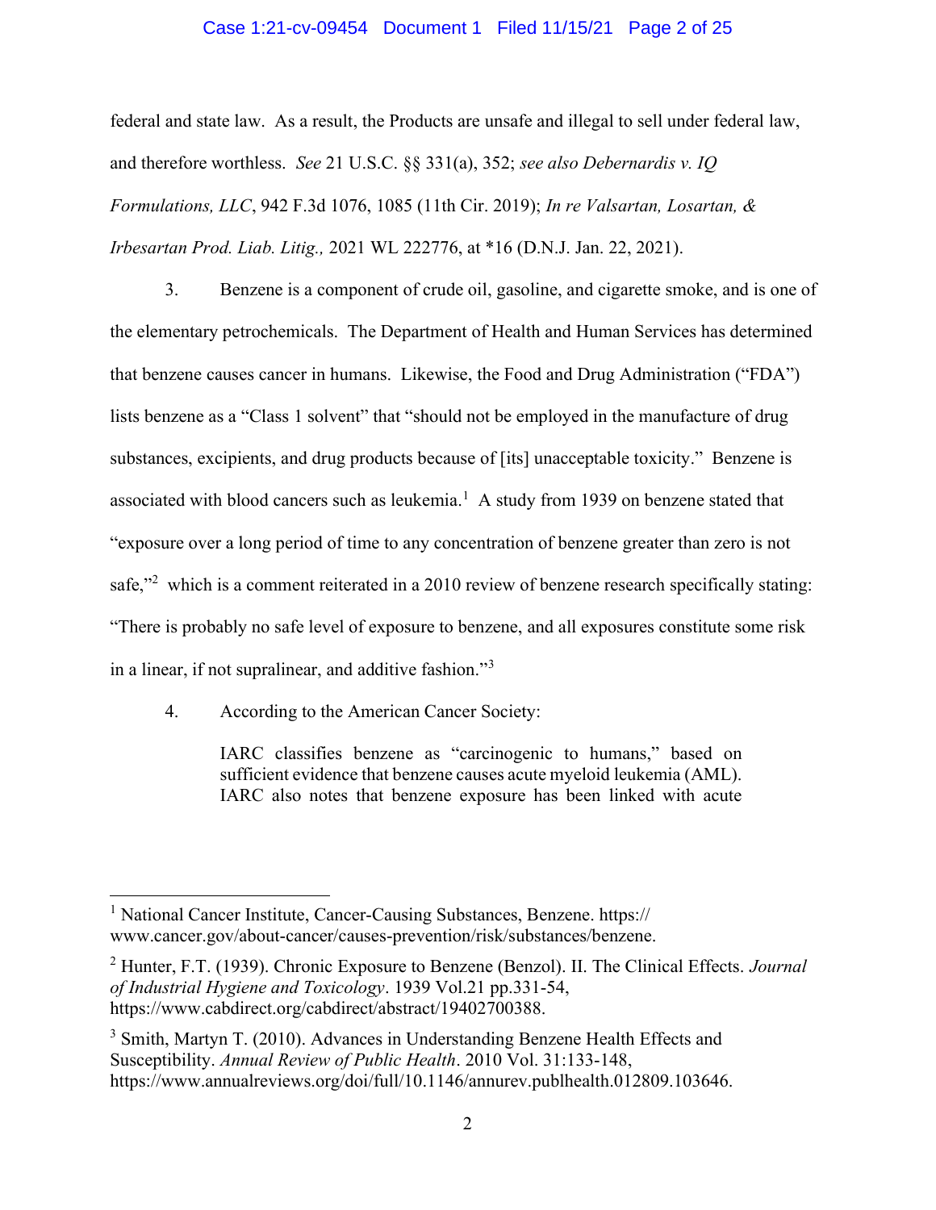federal and state law. As a result, the Products are unsafe and illegal to sell under federal law, and therefore worthless. *See* 21 U.S.C. §§ 331(a), 352; *see also Debernardis v. IQ Formulations, LLC*, 942 F.3d 1076, 1085 (11th Cir. 2019); *In re Valsartan, Losartan, & Irbesartan Prod. Liab. Litig.,* 2021 WL 222776, at *16 (D.N.J. Jan. 22, 2021).

3. Benzene is a component of crude oil, gasoline, and cigarette smoke, and is one of the elementary petrochemicals. The Department of Health and Human Services has determined that benzene causes cancer in humans. Likewise, the Food and Drug Administration ("FDA") lists benzene as a "Class 1 solvent" that "should not be employed in the manufacture of drug substances, excipients, and drug products because of [its] unacceptable toxicity." Benzene is associated with blood cancers such as leukemia.[1] A study from 1939 on benzene stated that "exposure over a long period of time to any concentration of benzene greater than zero is not safe,"[2] which is a comment reiterated in a 2010 review of benzene research specifically stating: "There is probably no safe level of exposure to benzene, and all exposures constitute some risk in a linear, if not supralinear, and additive fashion."[3]

4. According to the American Cancer Society:

> IARC classifies benzene as "carcinogenic to humans," based on sufficient evidence that benzene causes acute myeloid leukemia (AML). IARC also notes that benzene exposure has been linked with acute

---

[1] National Cancer Institute, Cancer-Causing Substances, Benzene. https://www.cancer.gov/about-cancer/causes-prevention/risk/substances/benzene.

[2] Hunter, F.T. (1939). Chronic Exposure to Benzene (Benzol). II. The Clinical Effects. *Journal of Industrial Hygiene and Toxicology*. 1939 Vol.21 pp.331-54, https://www.cabdirect.org/cabdirect/abstract/19402700388.

[3] Smith, Martyn T. (2010). Advances in Understanding Benzene Health Effects and Susceptibility. *Annual Review of Public Health*. 2010 Vol. 31:133-148, https://www.annualreviews.org/doi/full/10.1146/annurev.publhealth.012809.103646.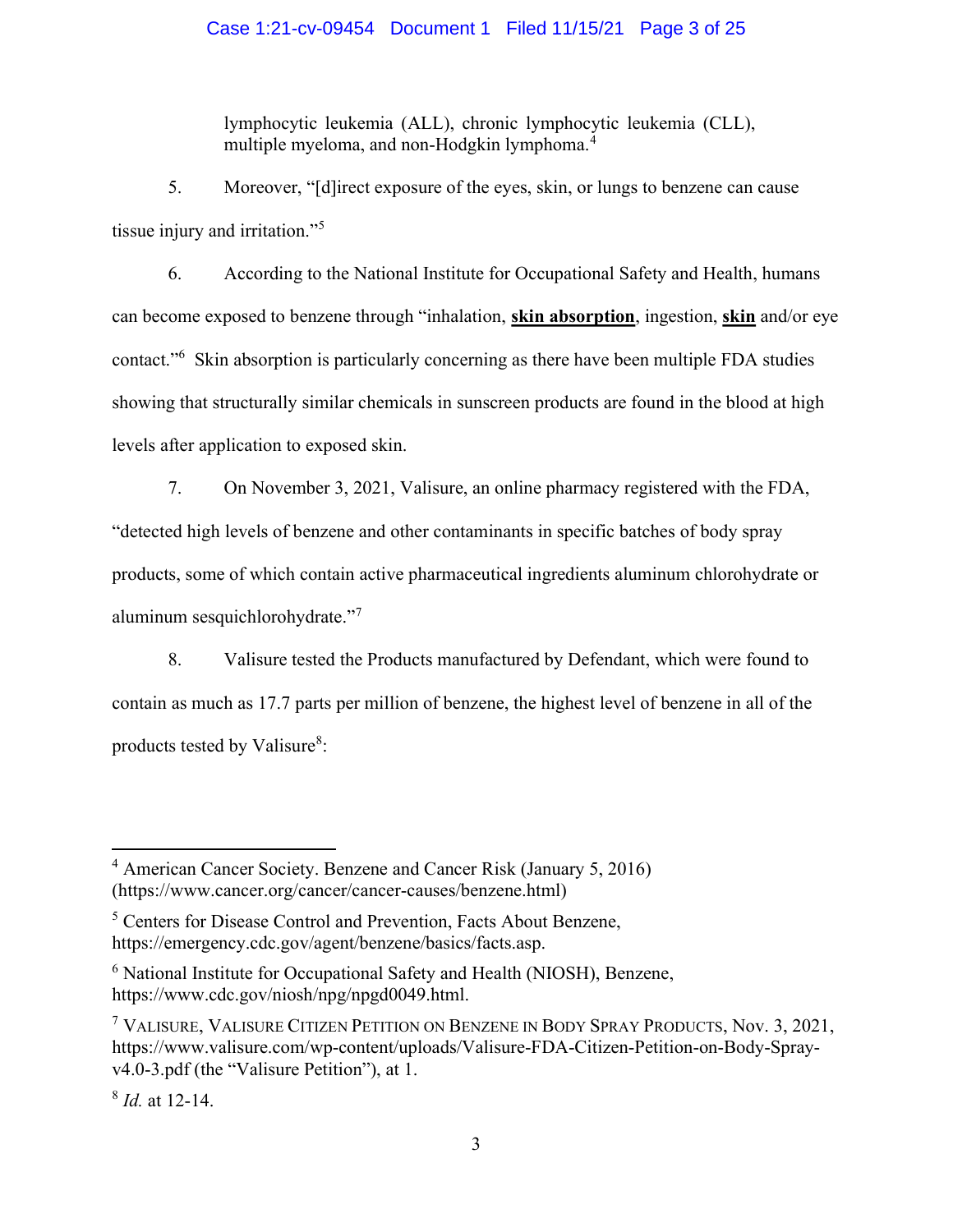lymphocytic leukemia (ALL), chronic lymphocytic leukemia (CLL), multiple myeloma, and non-Hodgkin lymphoma.[4]

5. Moreover, "[d]irect exposure of the eyes, skin, or lungs to benzene can cause tissue injury and irritation."[5]

6. According to the National Institute for Occupational Safety and Health, humans can become exposed to benzene through "inhalation, **skin absorption**, ingestion, **skin** and/or eye contact."[6] Skin absorption is particularly concerning as there have been multiple FDA studies showing that structurally similar chemicals in sunscreen products are found in the blood at high levels after application to exposed skin.

7. On November 3, 2021, Valisure, an online pharmacy registered with the FDA, "detected high levels of benzene and other contaminants in specific batches of body spray products, some of which contain active pharmaceutical ingredients aluminum chlorohydrate or aluminum sesquichlorohydrate."[7]

8. Valisure tested the Products manufactured by Defendant, which were found to contain as much as 17.7 parts per million of benzene, the highest level of benzene in all of the products tested by Valisure[8]:

---

[4] American Cancer Society. Benzene and Cancer Risk (January 5, 2016) (https://www.cancer.org/cancer/cancer-causes/benzene.html)

[5] Centers for Disease Control and Prevention, Facts About Benzene, https://emergency.cdc.gov/agent/benzene/basics/facts.asp.

[6] National Institute for Occupational Safety and Health (NIOSH), Benzene, https://www.cdc.gov/niosh/npg/npgd0049.html.

[7] VALISURE, VALISURE CITIZEN PETITION ON BENZENE IN BODY SPRAY PRODUCTS, Nov. 3, 2021, https://www.valisure.com/wp-content/uploads/Valisure-FDA-Citizen-Petition-on-Body-Spray-v4.0-3.pdf (the "Valisure Petition"), at 1.

[8] *Id.* at 12-14.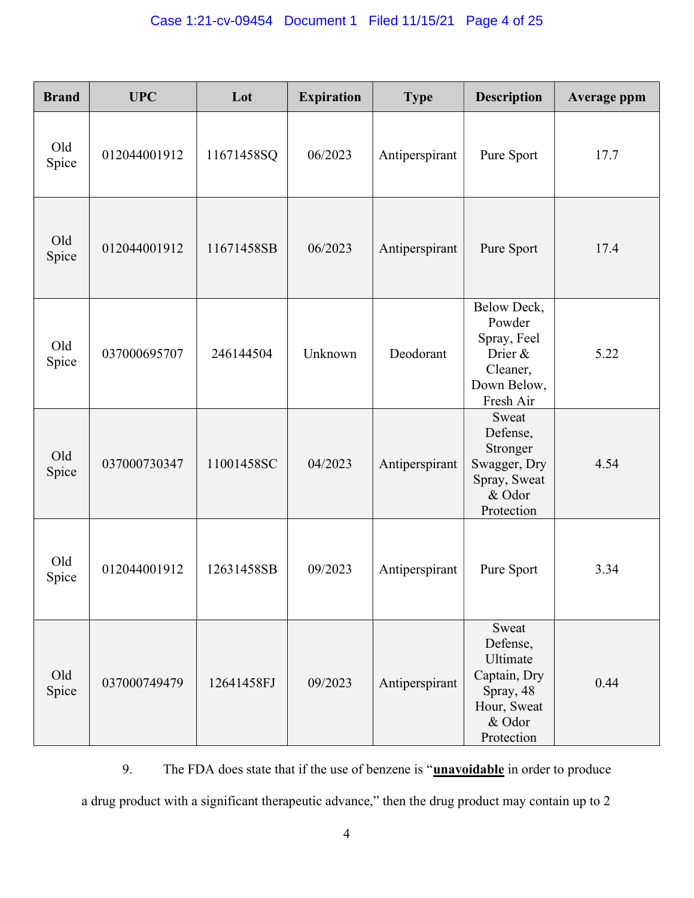| Brand | UPC | Lot | Expiration | Type | Description | Average ppm |
|---|---|---|---|---|---|---|
| Old Spice | 012044001912 | 11671458SQ | 06/2023 | Antiperspirant | Pure Sport | 17.7 |
| Old Spice | 012044001912 | 11671458SB | 06/2023 | Antiperspirant | Pure Sport | 17.4 |
| Old Spice | 037000695707 | 246144504 | Unknown | Deodorant | Below Deck, Powder Spray, Feel Drier & Cleaner, Down Below, Fresh Air | 5.22 |
| Old Spice | 037000730347 | 11001458SC | 04/2023 | Antiperspirant | Sweat Defense, Stronger Swagger, Dry Spray, Sweat & Odor Protection | 4.54 |
| Old Spice | 012044001912 | 12631458SB | 09/2023 | Antiperspirant | Pure Sport | 3.34 |
| Old Spice | 037000749479 | 12641458FJ | 09/2023 | Antiperspirant | Sweat Defense, Ultimate Captain, Dry Spray, 48 Hour, Sweat & Odor Protection | 0.44 |

9. The FDA does state that if the use of benzene is "**unavoidable** in order to produce a drug product with a significant therapeutic advance," then the drug product may contain up to 2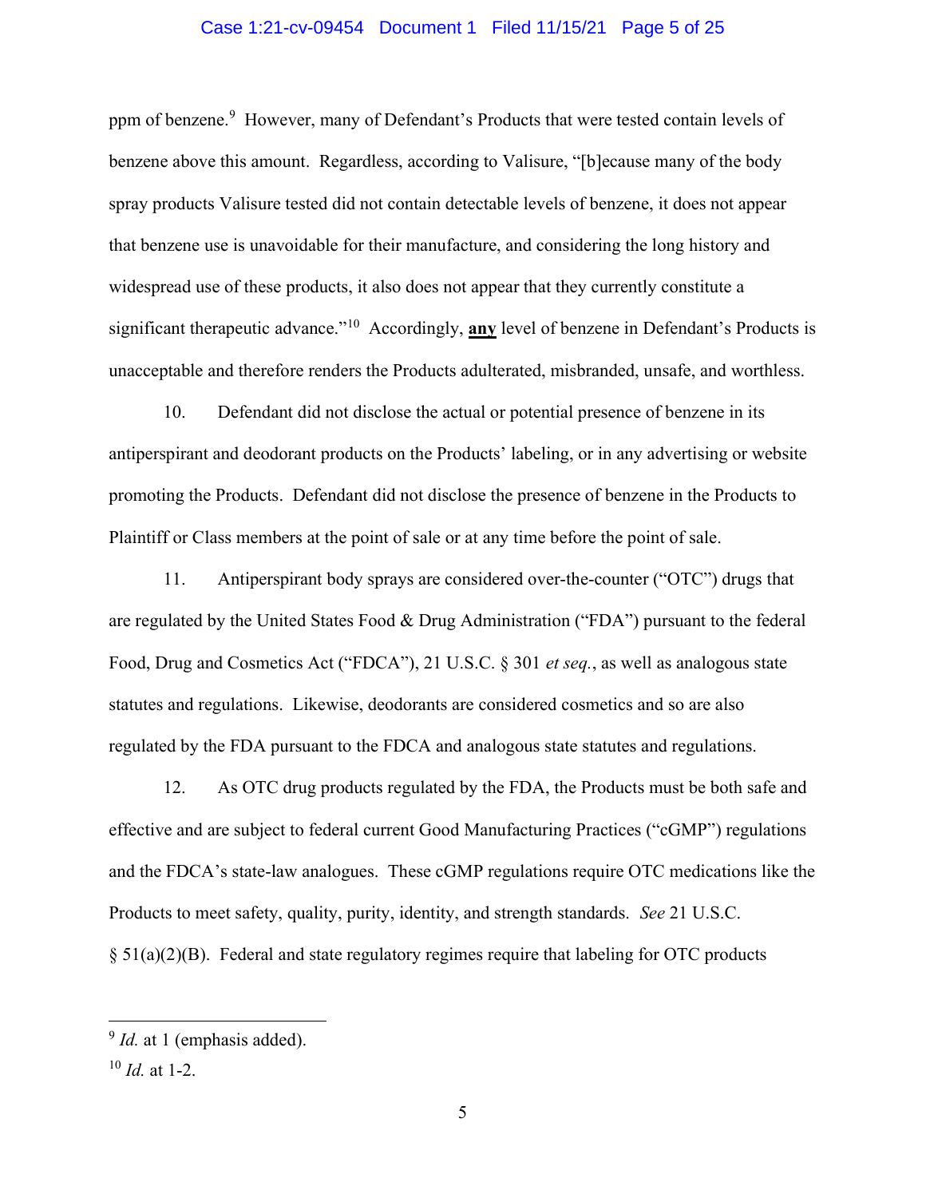ppm of benzene.[9] However, many of Defendant's Products that were tested contain levels of benzene above this amount. Regardless, according to Valisure, "[b]ecause many of the body spray products Valisure tested did not contain detectable levels of benzene, it does not appear that benzene use is unavoidable for their manufacture, and considering the long history and widespread use of these products, it also does not appear that they currently constitute a significant therapeutic advance."[10] Accordingly, **<u>any</u>** level of benzene in Defendant's Products is unacceptable and therefore renders the Products adulterated, misbranded, unsafe, and worthless.

10. Defendant did not disclose the actual or potential presence of benzene in its antiperspirant and deodorant products on the Products' labeling, or in any advertising or website promoting the Products. Defendant did not disclose the presence of benzene in the Products to Plaintiff or Class members at the point of sale or at any time before the point of sale.

11. Antiperspirant body sprays are considered over-the-counter ("OTC") drugs that are regulated by the United States Food & Drug Administration ("FDA") pursuant to the federal Food, Drug and Cosmetics Act ("FDCA"), 21 U.S.C. § 301 *et seq.*, as well as analogous state statutes and regulations. Likewise, deodorants are considered cosmetics and so are also regulated by the FDA pursuant to the FDCA and analogous state statutes and regulations.

12. As OTC drug products regulated by the FDA, the Products must be both safe and effective and are subject to federal current Good Manufacturing Practices ("cGMP") regulations and the FDCA's state-law analogues. These cGMP regulations require OTC medications like the Products to meet safety, quality, purity, identity, and strength standards. *See* 21 U.S.C. § 51(a)(2)(B). Federal and state regulatory regimes require that labeling for OTC products

---

[9] *Id.* at 1 (emphasis added).

[10] *Id.* at 1-2.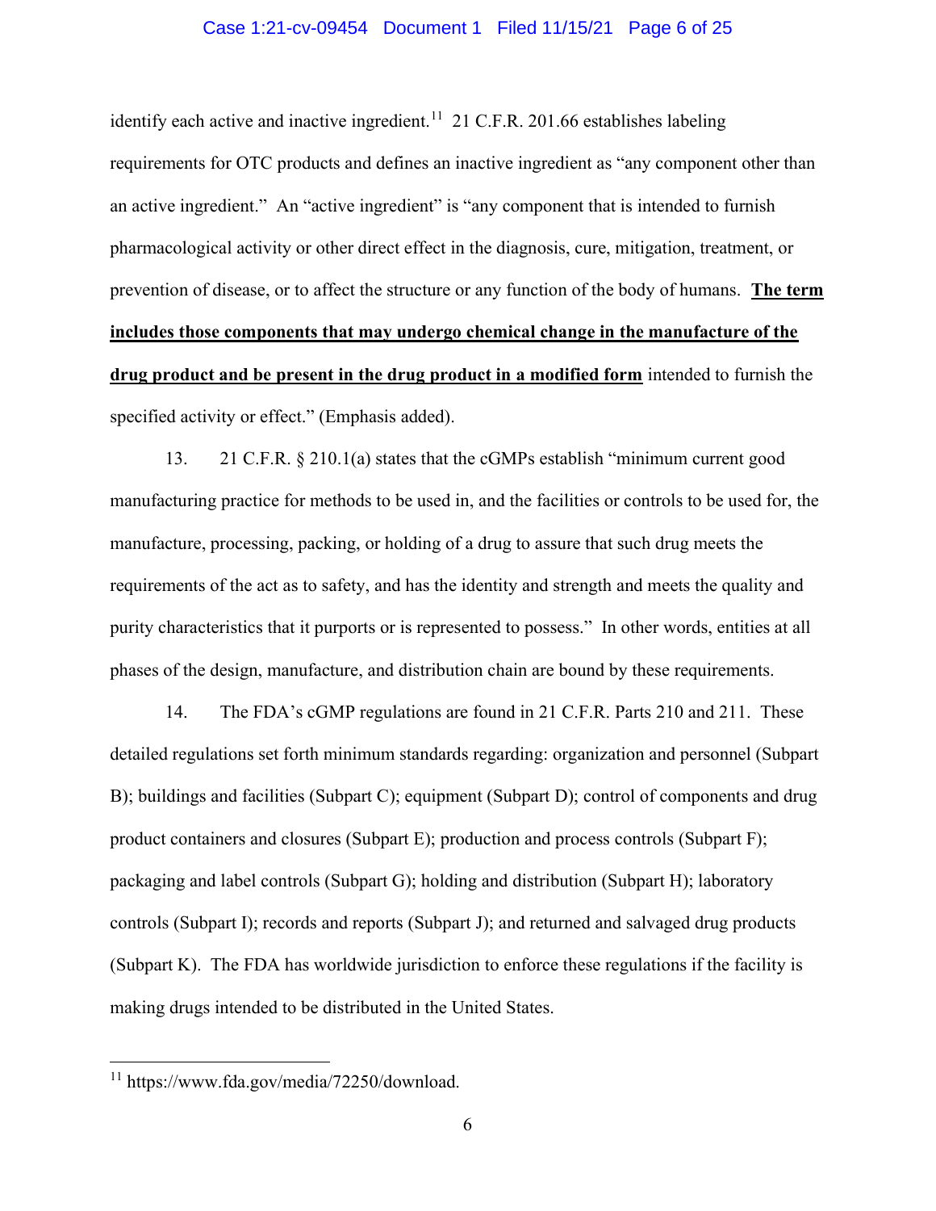identify each active and inactive ingredient.[11] 21 C.F.R. 201.66 establishes labeling requirements for OTC products and defines an inactive ingredient as "any component other than an active ingredient." An "active ingredient" is "any component that is intended to furnish pharmacological activity or other direct effect in the diagnosis, cure, mitigation, treatment, or prevention of disease, or to affect the structure or any function of the body of humans. **<u>The term includes those components that may undergo chemical change in the manufacture of the drug product and be present in the drug product in a modified form</u>** intended to furnish the specified activity or effect." (Emphasis added).

13. 21 C.F.R. § 210.1(a) states that the cGMPs establish "minimum current good manufacturing practice for methods to be used in, and the facilities or controls to be used for, the manufacture, processing, packing, or holding of a drug to assure that such drug meets the requirements of the act as to safety, and has the identity and strength and meets the quality and purity characteristics that it purports or is represented to possess." In other words, entities at all phases of the design, manufacture, and distribution chain are bound by these requirements.

14. The FDA's cGMP regulations are found in 21 C.F.R. Parts 210 and 211. These detailed regulations set forth minimum standards regarding: organization and personnel (Subpart B); buildings and facilities (Subpart C); equipment (Subpart D); control of components and drug product containers and closures (Subpart E); production and process controls (Subpart F); packaging and label controls (Subpart G); holding and distribution (Subpart H); laboratory controls (Subpart I); records and reports (Subpart J); and returned and salvaged drug products (Subpart K). The FDA has worldwide jurisdiction to enforce these regulations if the facility is making drugs intended to be distributed in the United States.

---

[11] https://www.fda.gov/media/72250/download.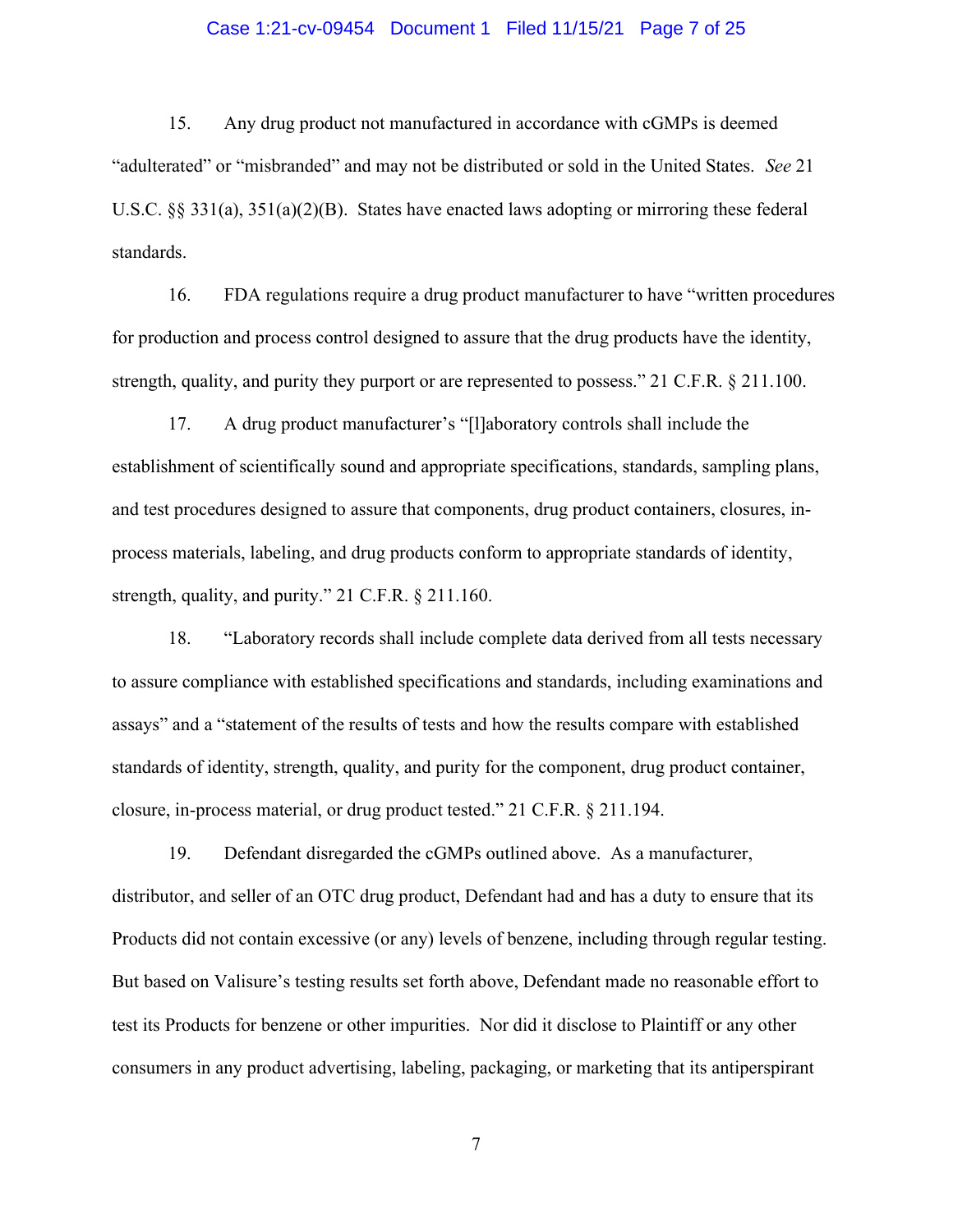15. Any drug product not manufactured in accordance with cGMPs is deemed "adulterated" or "misbranded" and may not be distributed or sold in the United States. *See* 21 U.S.C. §§ 331(a), 351(a)(2)(B). States have enacted laws adopting or mirroring these federal standards.

16. FDA regulations require a drug product manufacturer to have "written procedures for production and process control designed to assure that the drug products have the identity, strength, quality, and purity they purport or are represented to possess." 21 C.F.R. § 211.100.

17. A drug product manufacturer's "[l]aboratory controls shall include the establishment of scientifically sound and appropriate specifications, standards, sampling plans, and test procedures designed to assure that components, drug product containers, closures, in-process materials, labeling, and drug products conform to appropriate standards of identity, strength, quality, and purity." 21 C.F.R. § 211.160.

18. "Laboratory records shall include complete data derived from all tests necessary to assure compliance with established specifications and standards, including examinations and assays" and a "statement of the results of tests and how the results compare with established standards of identity, strength, quality, and purity for the component, drug product container, closure, in-process material, or drug product tested." 21 C.F.R. § 211.194.

19. Defendant disregarded the cGMPs outlined above. As a manufacturer, distributor, and seller of an OTC drug product, Defendant had and has a duty to ensure that its Products did not contain excessive (or any) levels of benzene, including through regular testing. But based on Valisure's testing results set forth above, Defendant made no reasonable effort to test its Products for benzene or other impurities. Nor did it disclose to Plaintiff or any other consumers in any product advertising, labeling, packaging, or marketing that its antiperspirant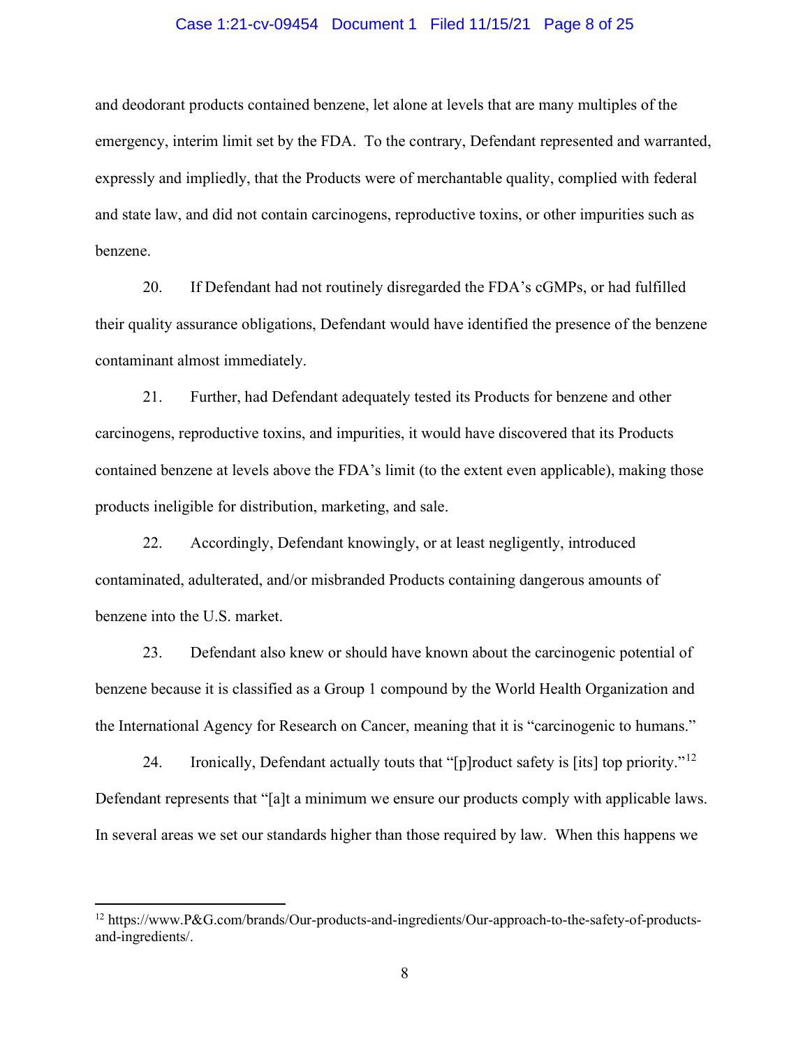and deodorant products contained benzene, let alone at levels that are many multiples of the emergency, interim limit set by the FDA. To the contrary, Defendant represented and warranted, expressly and impliedly, that the Products were of merchantable quality, complied with federal and state law, and did not contain carcinogens, reproductive toxins, or other impurities such as benzene.

20. If Defendant had not routinely disregarded the FDA's cGMPs, or had fulfilled their quality assurance obligations, Defendant would have identified the presence of the benzene contaminant almost immediately.

21. Further, had Defendant adequately tested its Products for benzene and other carcinogens, reproductive toxins, and impurities, it would have discovered that its Products contained benzene at levels above the FDA's limit (to the extent even applicable), making those products ineligible for distribution, marketing, and sale.

22. Accordingly, Defendant knowingly, or at least negligently, introduced contaminated, adulterated, and/or misbranded Products containing dangerous amounts of benzene into the U.S. market.

23. Defendant also knew or should have known about the carcinogenic potential of benzene because it is classified as a Group 1 compound by the World Health Organization and the International Agency for Research on Cancer, meaning that it is "carcinogenic to humans."

24. Ironically, Defendant actually touts that "[p]roduct safety is [its] top priority."[12] Defendant represents that "[a]t a minimum we ensure our products comply with applicable laws. In several areas we set our standards higher than those required by law. When this happens we

---

[12] https://www.P&G.com/brands/Our-products-and-ingredients/Our-approach-to-the-safety-of-products-and-ingredients/.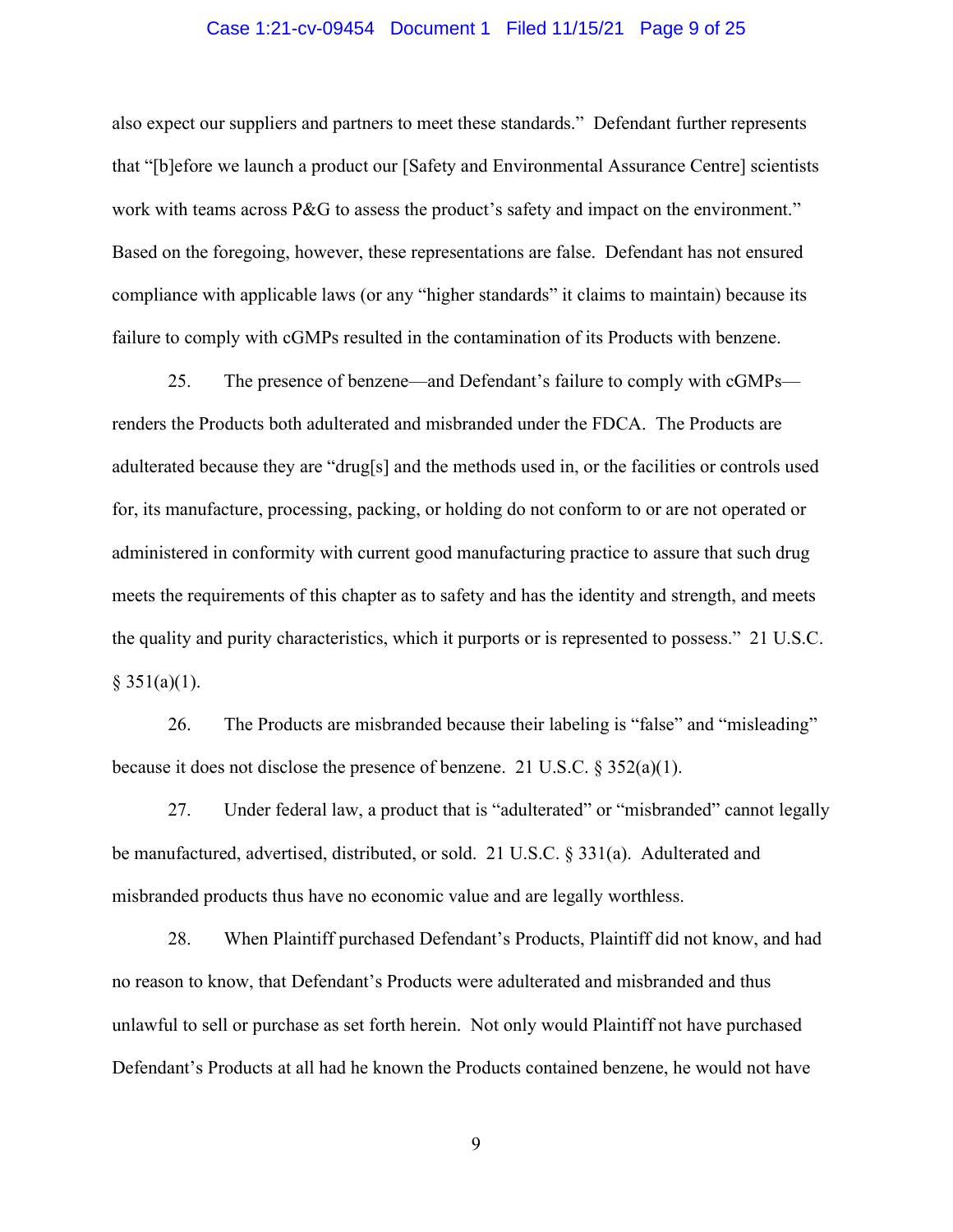also expect our suppliers and partners to meet these standards." Defendant further represents that "[b]efore we launch a product our [Safety and Environmental Assurance Centre] scientists work with teams across P&G to assess the product's safety and impact on the environment." Based on the foregoing, however, these representations are false. Defendant has not ensured compliance with applicable laws (or any "higher standards" it claims to maintain) because its failure to comply with cGMPs resulted in the contamination of its Products with benzene.

25. The presence of benzene—and Defendant's failure to comply with cGMPs—renders the Products both adulterated and misbranded under the FDCA. The Products are adulterated because they are "drug[s] and the methods used in, or the facilities or controls used for, its manufacture, processing, packing, or holding do not conform to or are not operated or administered in conformity with current good manufacturing practice to assure that such drug meets the requirements of this chapter as to safety and has the identity and strength, and meets the quality and purity characteristics, which it purports or is represented to possess." 21 U.S.C. § 351(a)(1).

26. The Products are misbranded because their labeling is "false" and "misleading" because it does not disclose the presence of benzene. 21 U.S.C. § 352(a)(1).

27. Under federal law, a product that is "adulterated" or "misbranded" cannot legally be manufactured, advertised, distributed, or sold. 21 U.S.C. § 331(a). Adulterated and misbranded products thus have no economic value and are legally worthless.

28. When Plaintiff purchased Defendant's Products, Plaintiff did not know, and had no reason to know, that Defendant's Products were adulterated and misbranded and thus unlawful to sell or purchase as set forth herein. Not only would Plaintiff not have purchased Defendant's Products at all had he known the Products contained benzene, he would not have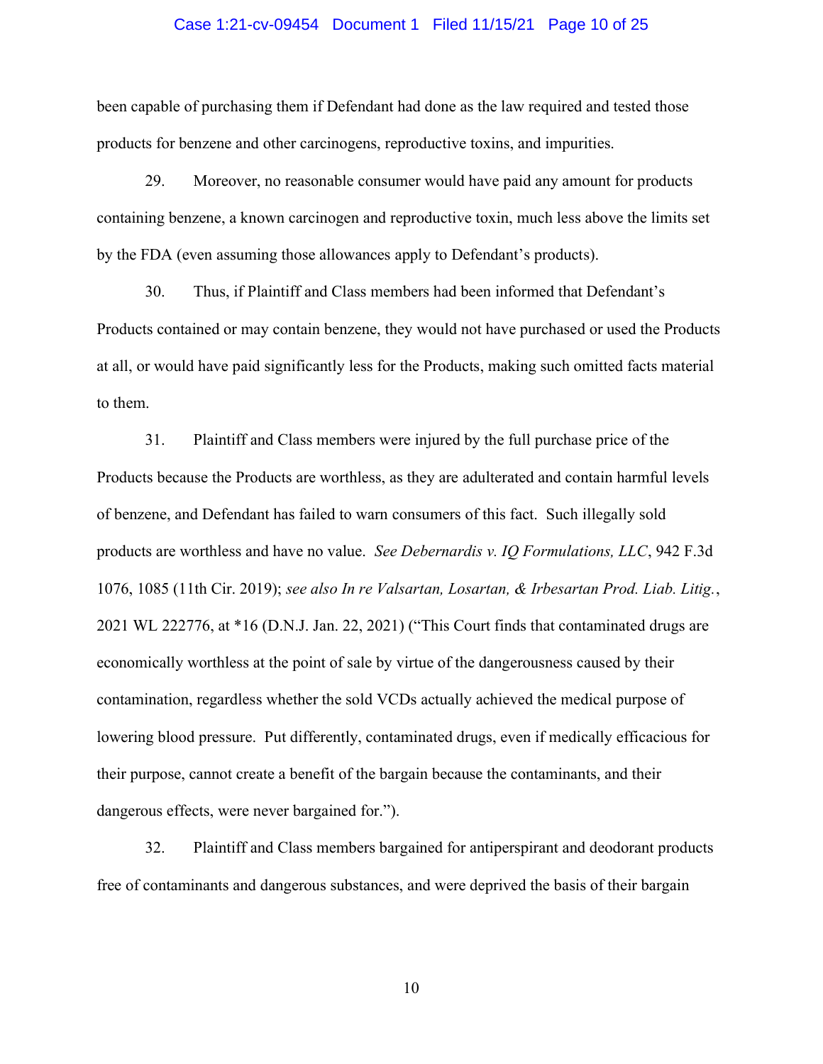been capable of purchasing them if Defendant had done as the law required and tested those products for benzene and other carcinogens, reproductive toxins, and impurities.

29. Moreover, no reasonable consumer would have paid any amount for products containing benzene, a known carcinogen and reproductive toxin, much less above the limits set by the FDA (even assuming those allowances apply to Defendant's products).

30. Thus, if Plaintiff and Class members had been informed that Defendant's Products contained or may contain benzene, they would not have purchased or used the Products at all, or would have paid significantly less for the Products, making such omitted facts material to them.

31. Plaintiff and Class members were injured by the full purchase price of the Products because the Products are worthless, as they are adulterated and contain harmful levels of benzene, and Defendant has failed to warn consumers of this fact. Such illegally sold products are worthless and have no value. *See Debernardis v. IQ Formulations, LLC*, 942 F.3d 1076, 1085 (11th Cir. 2019); *see also In re Valsartan, Losartan, & Irbesartan Prod. Liab. Litig.*, 2021 WL 222776, at *16 (D.N.J. Jan. 22, 2021) ("This Court finds that contaminated drugs are economically worthless at the point of sale by virtue of the dangerousness caused by their contamination, regardless whether the sold VCDs actually achieved the medical purpose of lowering blood pressure. Put differently, contaminated drugs, even if medically efficacious for their purpose, cannot create a benefit of the bargain because the contaminants, and their dangerous effects, were never bargained for.").

32. Plaintiff and Class members bargained for antiperspirant and deodorant products free of contaminants and dangerous substances, and were deprived the basis of their bargain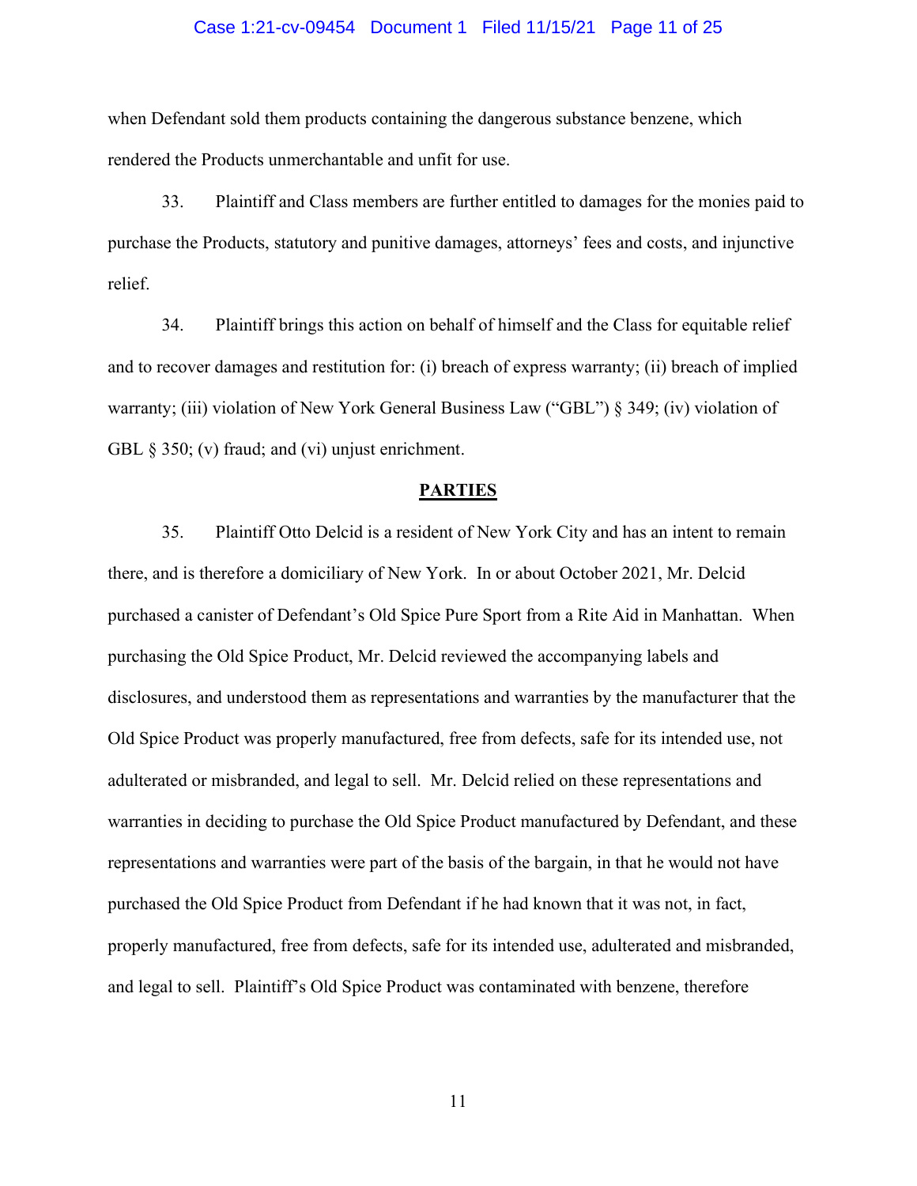when Defendant sold them products containing the dangerous substance benzene, which rendered the Products unmerchantable and unfit for use.

33. Plaintiff and Class members are further entitled to damages for the monies paid to purchase the Products, statutory and punitive damages, attorneys' fees and costs, and injunctive relief.

34. Plaintiff brings this action on behalf of himself and the Class for equitable relief and to recover damages and restitution for: (i) breach of express warranty; (ii) breach of implied warranty; (iii) violation of New York General Business Law ("GBL") § 349; (iv) violation of GBL § 350; (v) fraud; and (vi) unjust enrichment.

## PARTIES

35. Plaintiff Otto Delcid is a resident of New York City and has an intent to remain there, and is therefore a domiciliary of New York. In or about October 2021, Mr. Delcid purchased a canister of Defendant's Old Spice Pure Sport from a Rite Aid in Manhattan. When purchasing the Old Spice Product, Mr. Delcid reviewed the accompanying labels and disclosures, and understood them as representations and warranties by the manufacturer that the Old Spice Product was properly manufactured, free from defects, safe for its intended use, not adulterated or misbranded, and legal to sell. Mr. Delcid relied on these representations and warranties in deciding to purchase the Old Spice Product manufactured by Defendant, and these representations and warranties were part of the basis of the bargain, in that he would not have purchased the Old Spice Product from Defendant if he had known that it was not, in fact, properly manufactured, free from defects, safe for its intended use, adulterated and misbranded, and legal to sell. Plaintiff's Old Spice Product was contaminated with benzene, therefore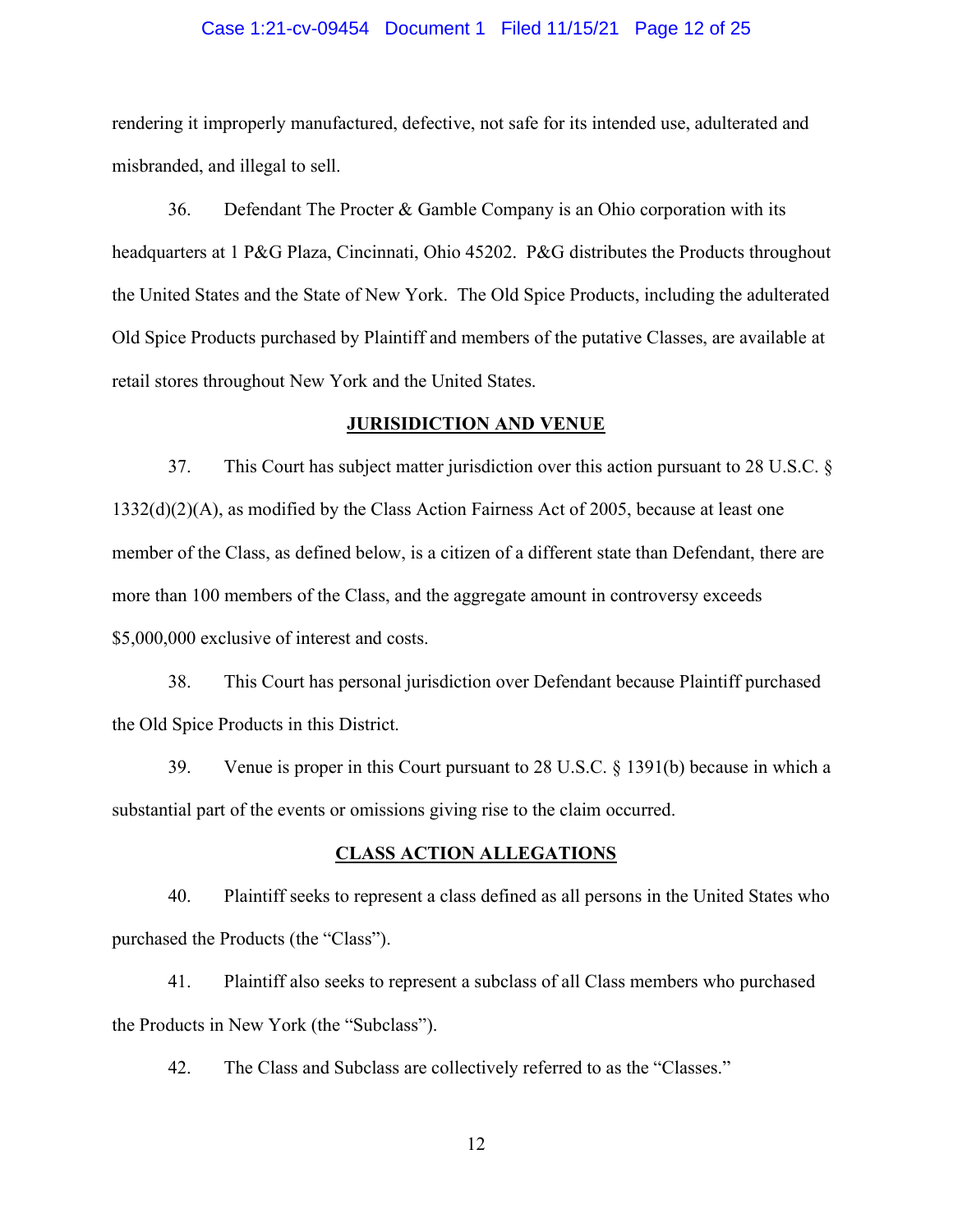rendering it improperly manufactured, defective, not safe for its intended use, adulterated and misbranded, and illegal to sell.

36. Defendant The Procter & Gamble Company is an Ohio corporation with its headquarters at 1 P&G Plaza, Cincinnati, Ohio 45202. P&G distributes the Products throughout the United States and the State of New York. The Old Spice Products, including the adulterated Old Spice Products purchased by Plaintiff and members of the putative Classes, are available at retail stores throughout New York and the United States.

## JURISIDICTION AND VENUE

37. This Court has subject matter jurisdiction over this action pursuant to 28 U.S.C. § 1332(d)(2)(A), as modified by the Class Action Fairness Act of 2005, because at least one member of the Class, as defined below, is a citizen of a different state than Defendant, there are more than 100 members of the Class, and the aggregate amount in controversy exceeds $5,000,000 exclusive of interest and costs.

38. This Court has personal jurisdiction over Defendant because Plaintiff purchased the Old Spice Products in this District.

39. Venue is proper in this Court pursuant to 28 U.S.C. § 1391(b) because in which a substantial part of the events or omissions giving rise to the claim occurred.

## CLASS ACTION ALLEGATIONS

40. Plaintiff seeks to represent a class defined as all persons in the United States who purchased the Products (the "Class").

41. Plaintiff also seeks to represent a subclass of all Class members who purchased the Products in New York (the "Subclass").

42. The Class and Subclass are collectively referred to as the "Classes."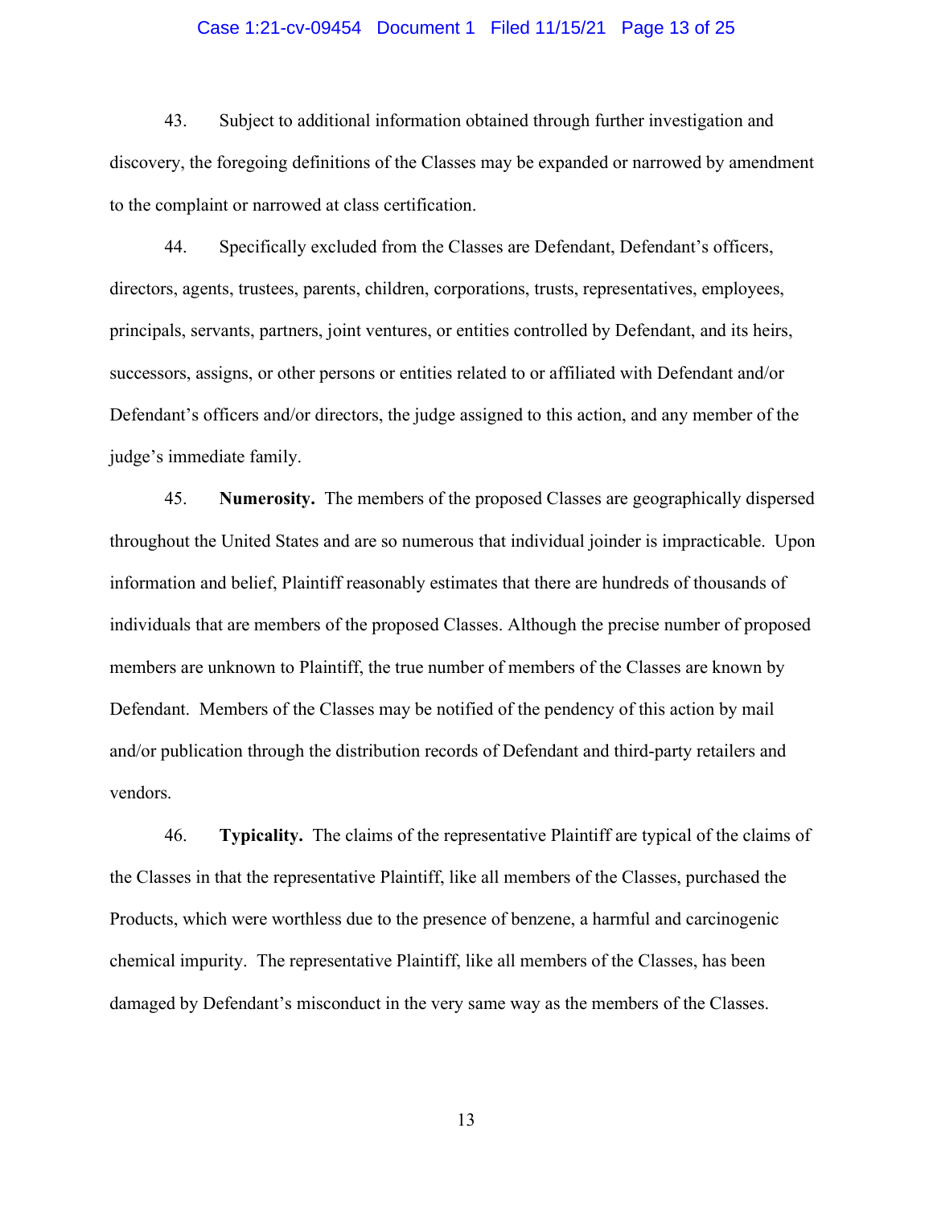43. Subject to additional information obtained through further investigation and discovery, the foregoing definitions of the Classes may be expanded or narrowed by amendment to the complaint or narrowed at class certification.

44. Specifically excluded from the Classes are Defendant, Defendant's officers, directors, agents, trustees, parents, children, corporations, trusts, representatives, employees, principals, servants, partners, joint ventures, or entities controlled by Defendant, and its heirs, successors, assigns, or other persons or entities related to or affiliated with Defendant and/or Defendant's officers and/or directors, the judge assigned to this action, and any member of the judge's immediate family.

45. **Numerosity.** The members of the proposed Classes are geographically dispersed throughout the United States and are so numerous that individual joinder is impracticable. Upon information and belief, Plaintiff reasonably estimates that there are hundreds of thousands of individuals that are members of the proposed Classes. Although the precise number of proposed members are unknown to Plaintiff, the true number of members of the Classes are known by Defendant. Members of the Classes may be notified of the pendency of this action by mail and/or publication through the distribution records of Defendant and third-party retailers and vendors.

46. **Typicality.** The claims of the representative Plaintiff are typical of the claims of the Classes in that the representative Plaintiff, like all members of the Classes, purchased the Products, which were worthless due to the presence of benzene, a harmful and carcinogenic chemical impurity. The representative Plaintiff, like all members of the Classes, has been damaged by Defendant's misconduct in the very same way as the members of the Classes.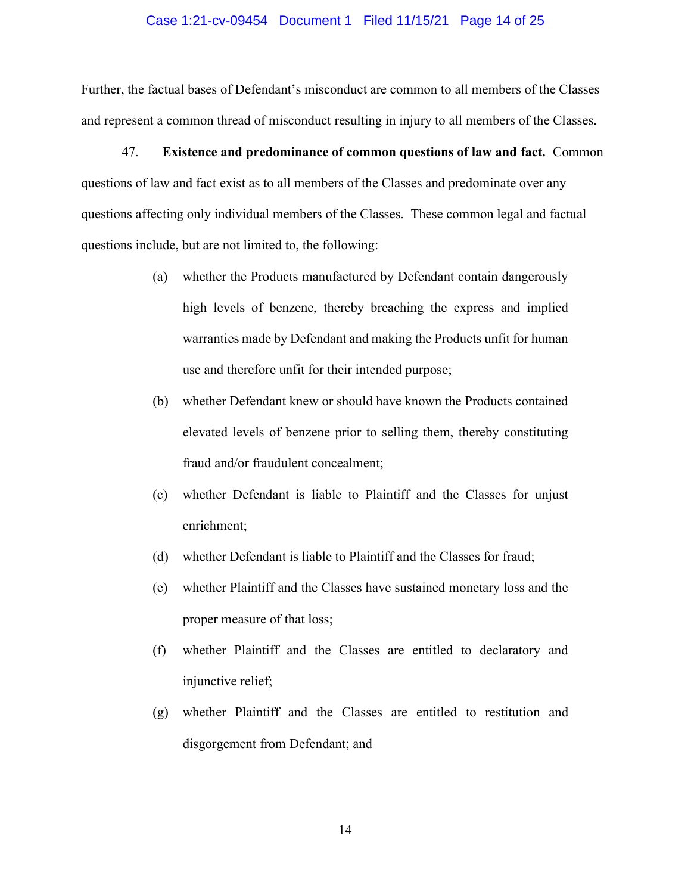Further, the factual bases of Defendant's misconduct are common to all members of the Classes and represent a common thread of misconduct resulting in injury to all members of the Classes.

47. **Existence and predominance of common questions of law and fact.** Common questions of law and fact exist as to all members of the Classes and predominate over any questions affecting only individual members of the Classes. These common legal and factual questions include, but are not limited to, the following:

(a) whether the Products manufactured by Defendant contain dangerously high levels of benzene, thereby breaching the express and implied warranties made by Defendant and making the Products unfit for human use and therefore unfit for their intended purpose;

(b) whether Defendant knew or should have known the Products contained elevated levels of benzene prior to selling them, thereby constituting fraud and/or fraudulent concealment;

(c) whether Defendant is liable to Plaintiff and the Classes for unjust enrichment;

(d) whether Defendant is liable to Plaintiff and the Classes for fraud;

(e) whether Plaintiff and the Classes have sustained monetary loss and the proper measure of that loss;

(f) whether Plaintiff and the Classes are entitled to declaratory and injunctive relief;

(g) whether Plaintiff and the Classes are entitled to restitution and disgorgement from Defendant; and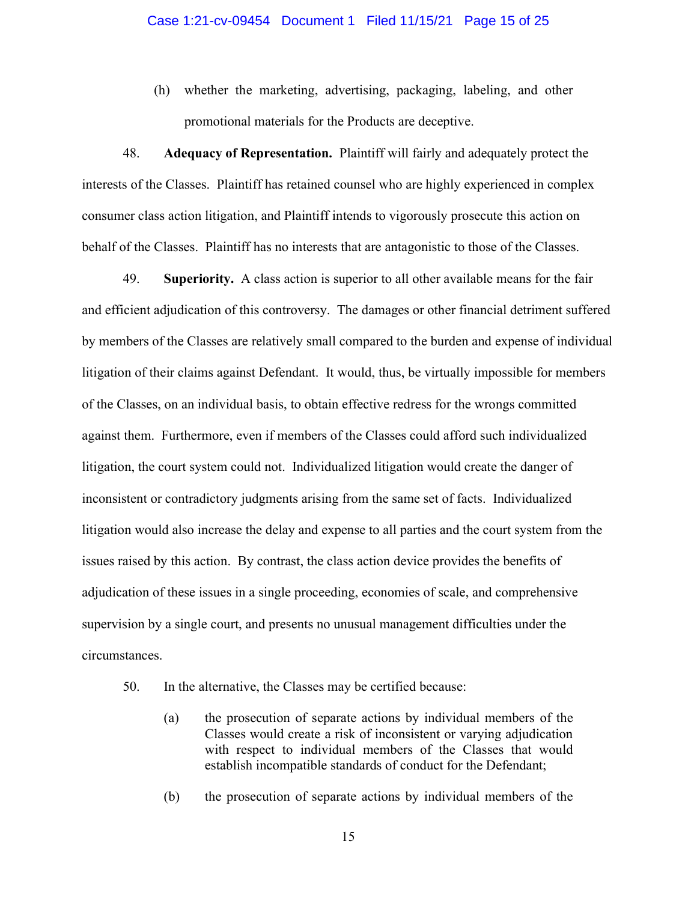(h) whether the marketing, advertising, packaging, labeling, and other promotional materials for the Products are deceptive.

48. **Adequacy of Representation.** Plaintiff will fairly and adequately protect the interests of the Classes. Plaintiff has retained counsel who are highly experienced in complex consumer class action litigation, and Plaintiff intends to vigorously prosecute this action on behalf of the Classes. Plaintiff has no interests that are antagonistic to those of the Classes.

49. **Superiority.** A class action is superior to all other available means for the fair and efficient adjudication of this controversy. The damages or other financial detriment suffered by members of the Classes are relatively small compared to the burden and expense of individual litigation of their claims against Defendant. It would, thus, be virtually impossible for members of the Classes, on an individual basis, to obtain effective redress for the wrongs committed against them. Furthermore, even if members of the Classes could afford such individualized litigation, the court system could not. Individualized litigation would create the danger of inconsistent or contradictory judgments arising from the same set of facts. Individualized litigation would also increase the delay and expense to all parties and the court system from the issues raised by this action. By contrast, the class action device provides the benefits of adjudication of these issues in a single proceeding, economies of scale, and comprehensive supervision by a single court, and presents no unusual management difficulties under the circumstances.

50. In the alternative, the Classes may be certified because:

(a) the prosecution of separate actions by individual members of the Classes would create a risk of inconsistent or varying adjudication with respect to individual members of the Classes that would establish incompatible standards of conduct for the Defendant;

(b) the prosecution of separate actions by individual members of the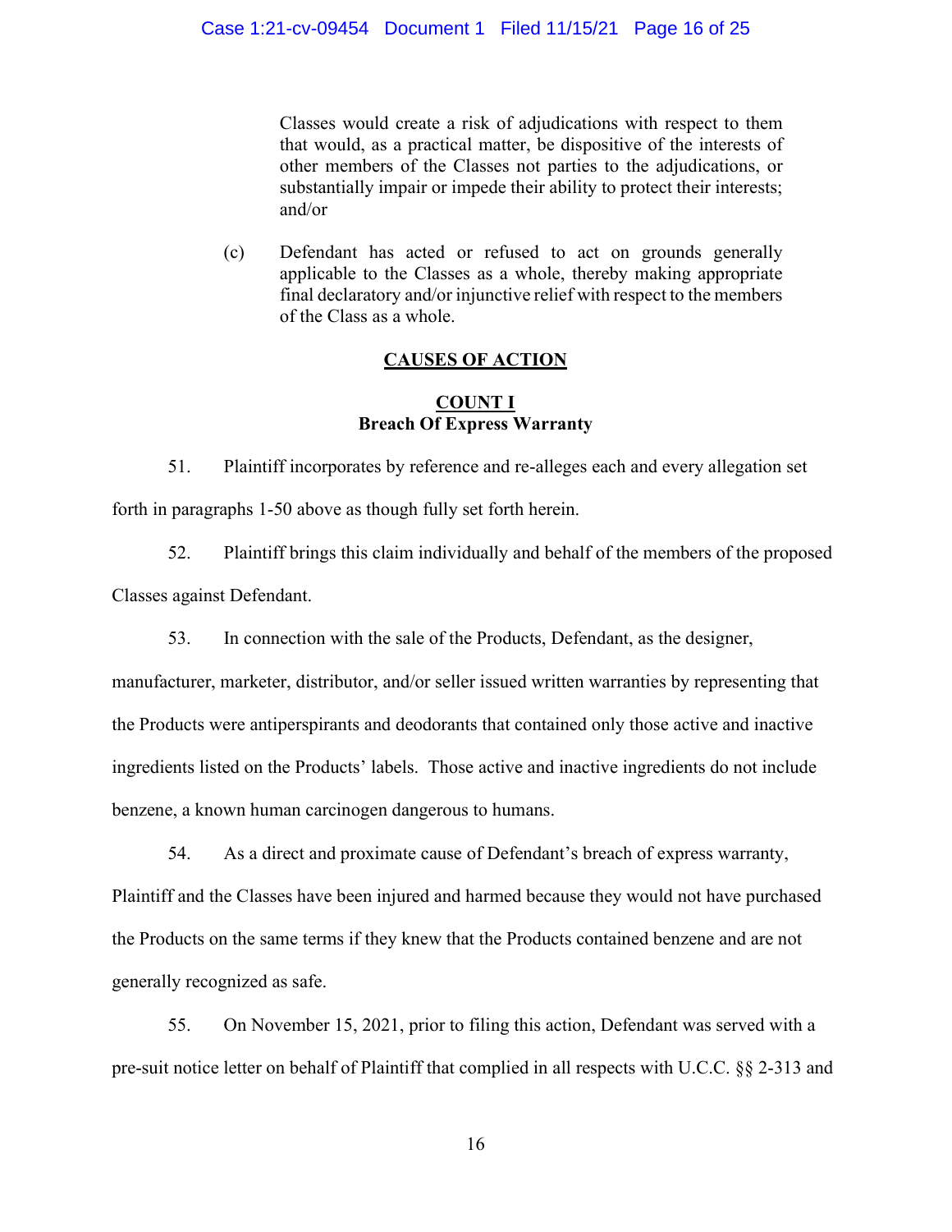Classes would create a risk of adjudications with respect to them that would, as a practical matter, be dispositive of the interests of other members of the Classes not parties to the adjudications, or substantially impair or impede their ability to protect their interests; and/or

(c) Defendant has acted or refused to act on grounds generally applicable to the Classes as a whole, thereby making appropriate final declaratory and/or injunctive relief with respect to the members of the Class as a whole.

## CAUSES OF ACTION

### COUNT I
### Breach Of Express Warranty

51. Plaintiff incorporates by reference and re-alleges each and every allegation set forth in paragraphs 1-50 above as though fully set forth herein.

52. Plaintiff brings this claim individually and behalf of the members of the proposed Classes against Defendant.

53. In connection with the sale of the Products, Defendant, as the designer, manufacturer, marketer, distributor, and/or seller issued written warranties by representing that the Products were antiperspirants and deodorants that contained only those active and inactive ingredients listed on the Products' labels. Those active and inactive ingredients do not include benzene, a known human carcinogen dangerous to humans.

54. As a direct and proximate cause of Defendant's breach of express warranty, Plaintiff and the Classes have been injured and harmed because they would not have purchased the Products on the same terms if they knew that the Products contained benzene and are not generally recognized as safe.

55. On November 15, 2021, prior to filing this action, Defendant was served with a pre-suit notice letter on behalf of Plaintiff that complied in all respects with U.C.C. §§ 2-313 and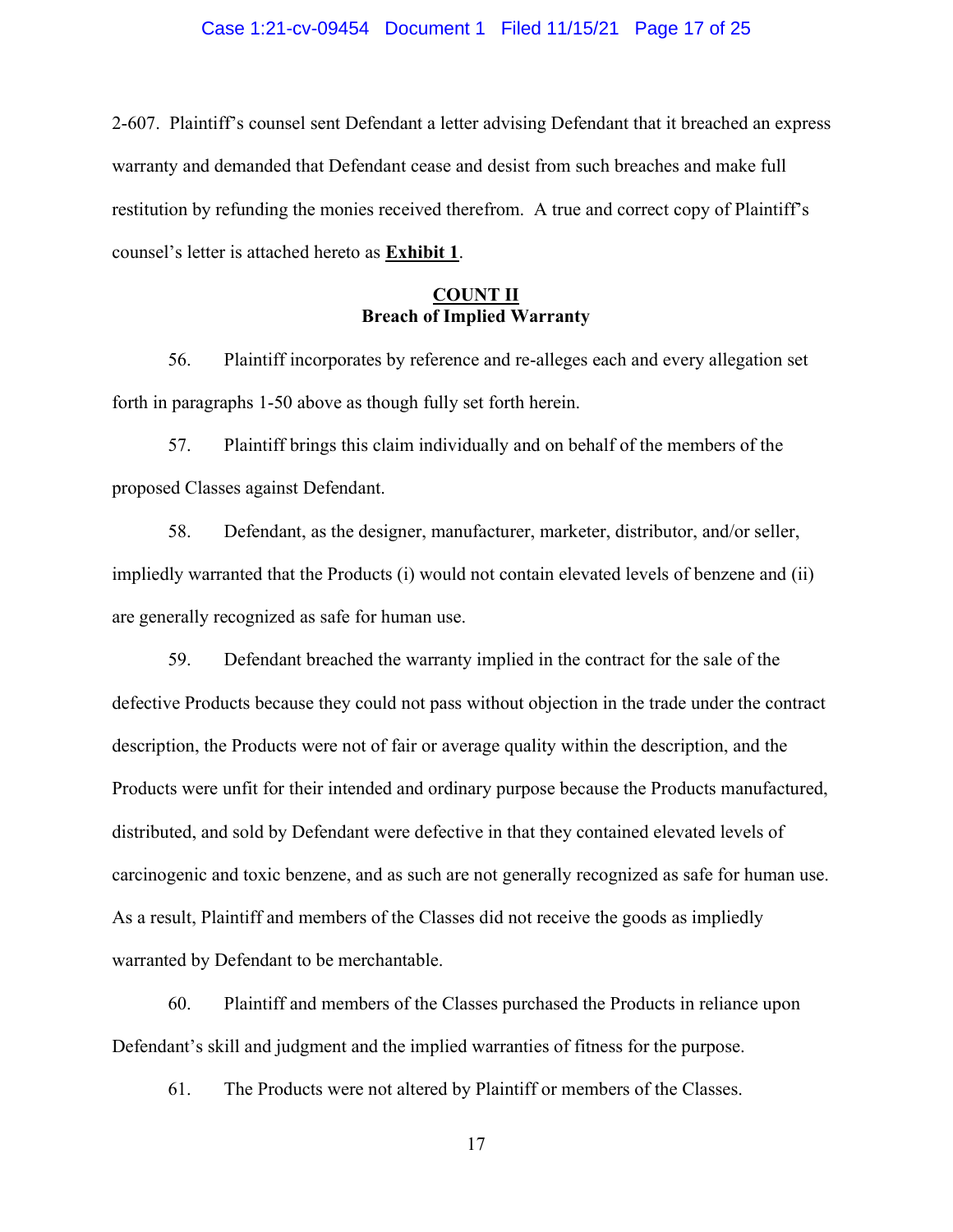2-607. Plaintiff's counsel sent Defendant a letter advising Defendant that it breached an express warranty and demanded that Defendant cease and desist from such breaches and make full restitution by refunding the monies received therefrom. A true and correct copy of Plaintiff's counsel's letter is attached hereto as **Exhibit 1**.

## COUNT II
## Breach of Implied Warranty

56. Plaintiff incorporates by reference and re-alleges each and every allegation set forth in paragraphs 1-50 above as though fully set forth herein.

57. Plaintiff brings this claim individually and on behalf of the members of the proposed Classes against Defendant.

58. Defendant, as the designer, manufacturer, marketer, distributor, and/or seller, impliedly warranted that the Products (i) would not contain elevated levels of benzene and (ii) are generally recognized as safe for human use.

59. Defendant breached the warranty implied in the contract for the sale of the defective Products because they could not pass without objection in the trade under the contract description, the Products were not of fair or average quality within the description, and the Products were unfit for their intended and ordinary purpose because the Products manufactured, distributed, and sold by Defendant were defective in that they contained elevated levels of carcinogenic and toxic benzene, and as such are not generally recognized as safe for human use. As a result, Plaintiff and members of the Classes did not receive the goods as impliedly warranted by Defendant to be merchantable.

60. Plaintiff and members of the Classes purchased the Products in reliance upon Defendant's skill and judgment and the implied warranties of fitness for the purpose.

61. The Products were not altered by Plaintiff or members of the Classes.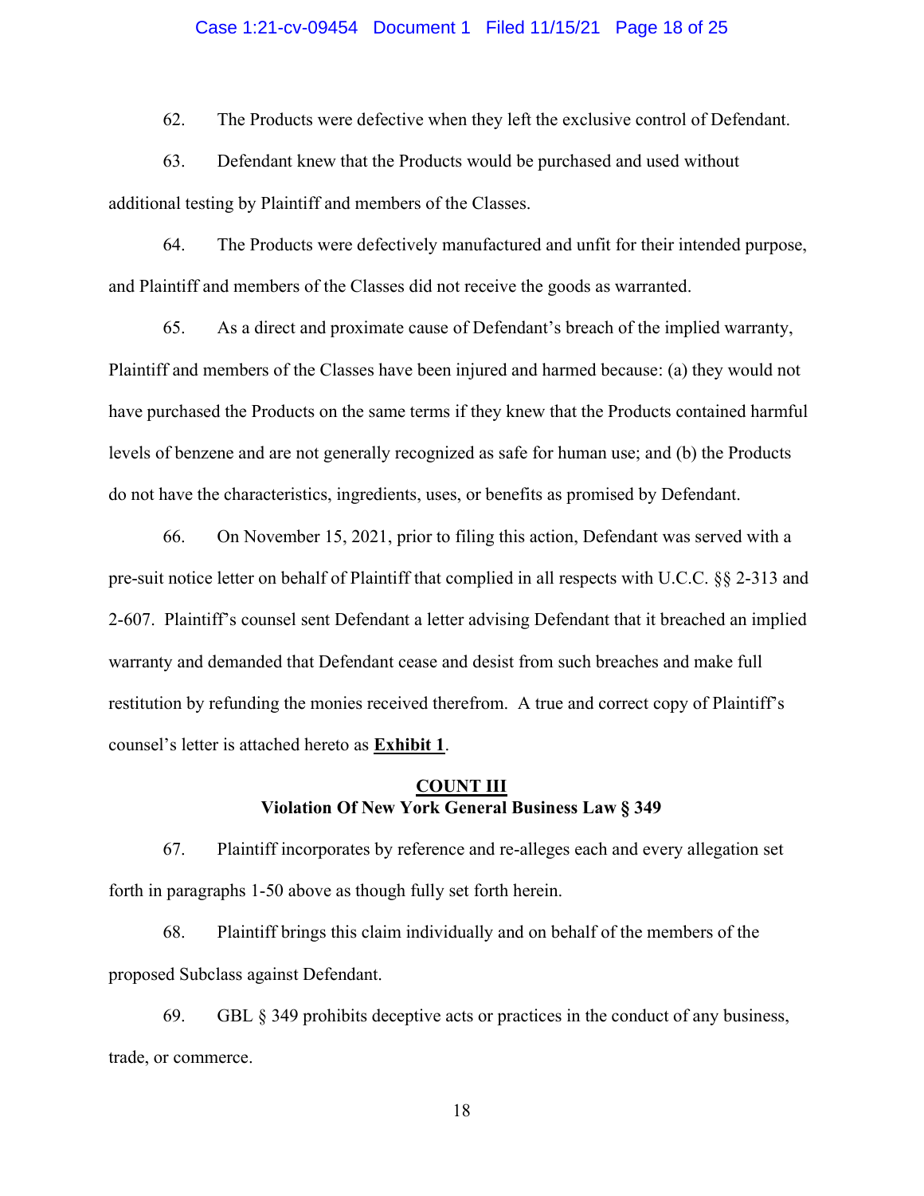62. The Products were defective when they left the exclusive control of Defendant.

63. Defendant knew that the Products would be purchased and used without additional testing by Plaintiff and members of the Classes.

64. The Products were defectively manufactured and unfit for their intended purpose, and Plaintiff and members of the Classes did not receive the goods as warranted.

65. As a direct and proximate cause of Defendant's breach of the implied warranty, Plaintiff and members of the Classes have been injured and harmed because: (a) they would not have purchased the Products on the same terms if they knew that the Products contained harmful levels of benzene and are not generally recognized as safe for human use; and (b) the Products do not have the characteristics, ingredients, uses, or benefits as promised by Defendant.

66. On November 15, 2021, prior to filing this action, Defendant was served with a pre-suit notice letter on behalf of Plaintiff that complied in all respects with U.C.C. §§ 2-313 and 2-607. Plaintiff's counsel sent Defendant a letter advising Defendant that it breached an implied warranty and demanded that Defendant cease and desist from such breaches and make full restitution by refunding the monies received therefrom. A true and correct copy of Plaintiff's counsel's letter is attached hereto as **Exhibit 1**.

**COUNT III**
**Violation Of New York General Business Law § 349**

67. Plaintiff incorporates by reference and re-alleges each and every allegation set forth in paragraphs 1-50 above as though fully set forth herein.

68. Plaintiff brings this claim individually and on behalf of the members of the proposed Subclass against Defendant.

69. GBL § 349 prohibits deceptive acts or practices in the conduct of any business, trade, or commerce.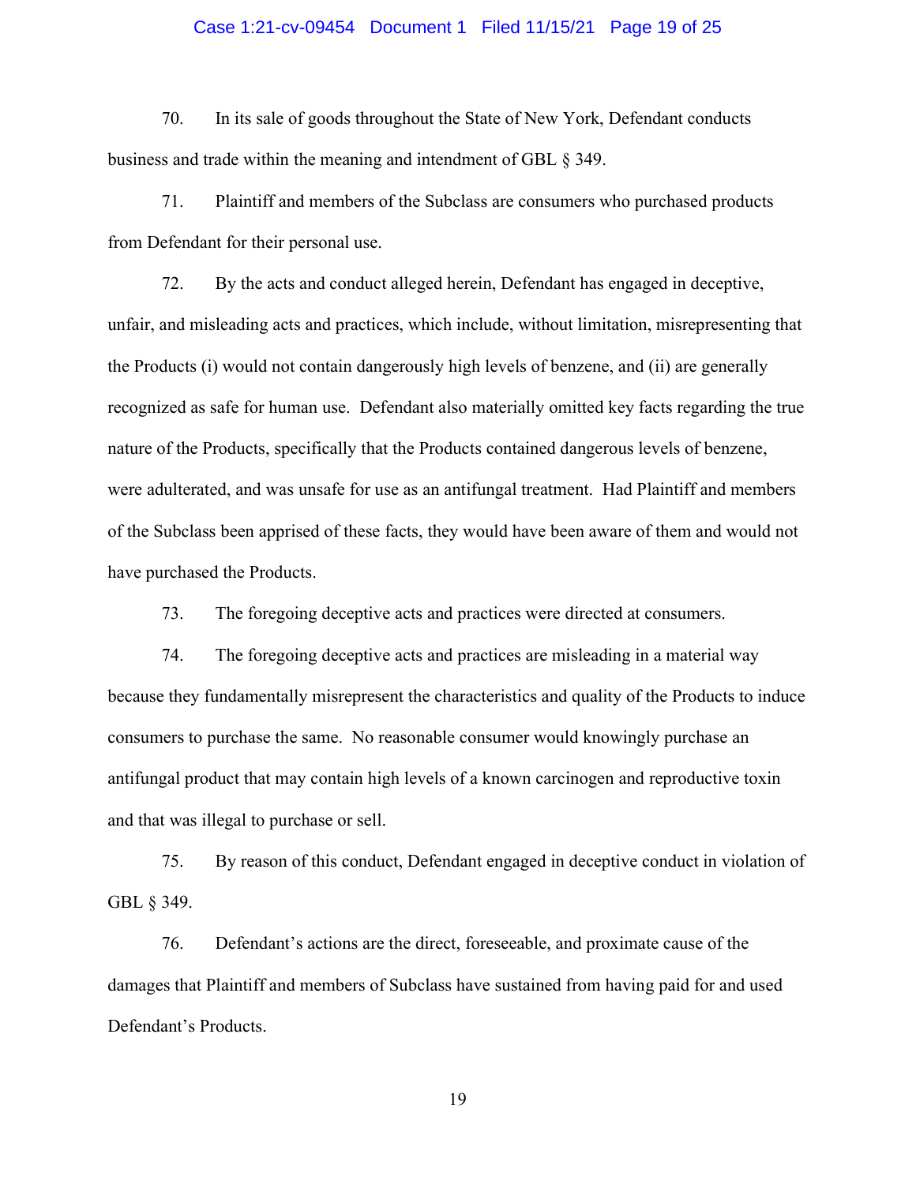70. In its sale of goods throughout the State of New York, Defendant conducts business and trade within the meaning and intendment of GBL § 349.

71. Plaintiff and members of the Subclass are consumers who purchased products from Defendant for their personal use.

72. By the acts and conduct alleged herein, Defendant has engaged in deceptive, unfair, and misleading acts and practices, which include, without limitation, misrepresenting that the Products (i) would not contain dangerously high levels of benzene, and (ii) are generally recognized as safe for human use. Defendant also materially omitted key facts regarding the true nature of the Products, specifically that the Products contained dangerous levels of benzene, were adulterated, and was unsafe for use as an antifungal treatment. Had Plaintiff and members of the Subclass been apprised of these facts, they would have been aware of them and would not have purchased the Products.

73. The foregoing deceptive acts and practices were directed at consumers.

74. The foregoing deceptive acts and practices are misleading in a material way because they fundamentally misrepresent the characteristics and quality of the Products to induce consumers to purchase the same. No reasonable consumer would knowingly purchase an antifungal product that may contain high levels of a known carcinogen and reproductive toxin and that was illegal to purchase or sell.

75. By reason of this conduct, Defendant engaged in deceptive conduct in violation of GBL § 349.

76. Defendant's actions are the direct, foreseeable, and proximate cause of the damages that Plaintiff and members of Subclass have sustained from having paid for and used Defendant's Products.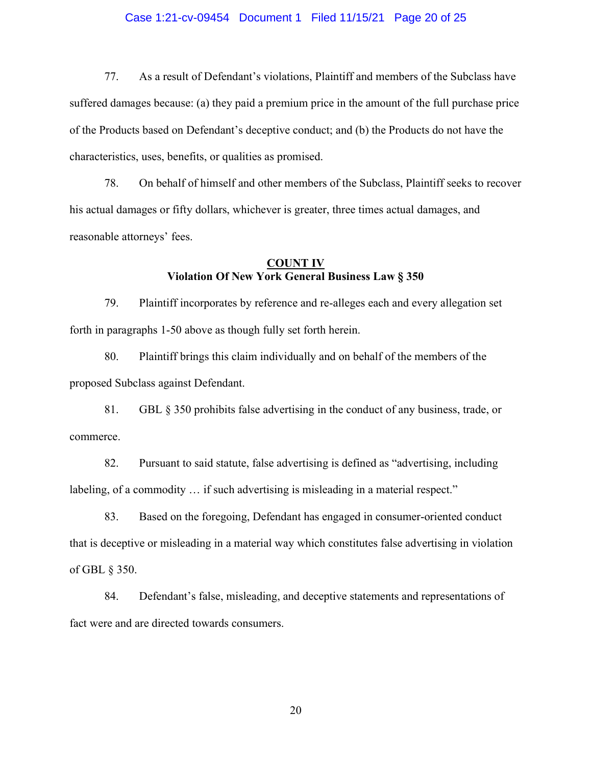77. As a result of Defendant's violations, Plaintiff and members of the Subclass have suffered damages because: (a) they paid a premium price in the amount of the full purchase price of the Products based on Defendant's deceptive conduct; and (b) the Products do not have the characteristics, uses, benefits, or qualities as promised.

78. On behalf of himself and other members of the Subclass, Plaintiff seeks to recover his actual damages or fifty dollars, whichever is greater, three times actual damages, and reasonable attorneys' fees.

**COUNT IV**
**Violation Of New York General Business Law § 350**

79. Plaintiff incorporates by reference and re-alleges each and every allegation set forth in paragraphs 1-50 above as though fully set forth herein.

80. Plaintiff brings this claim individually and on behalf of the members of the proposed Subclass against Defendant.

81. GBL § 350 prohibits false advertising in the conduct of any business, trade, or commerce.

82. Pursuant to said statute, false advertising is defined as "advertising, including labeling, of a commodity … if such advertising is misleading in a material respect."

83. Based on the foregoing, Defendant has engaged in consumer-oriented conduct that is deceptive or misleading in a material way which constitutes false advertising in violation of GBL § 350.

84. Defendant's false, misleading, and deceptive statements and representations of fact were and are directed towards consumers.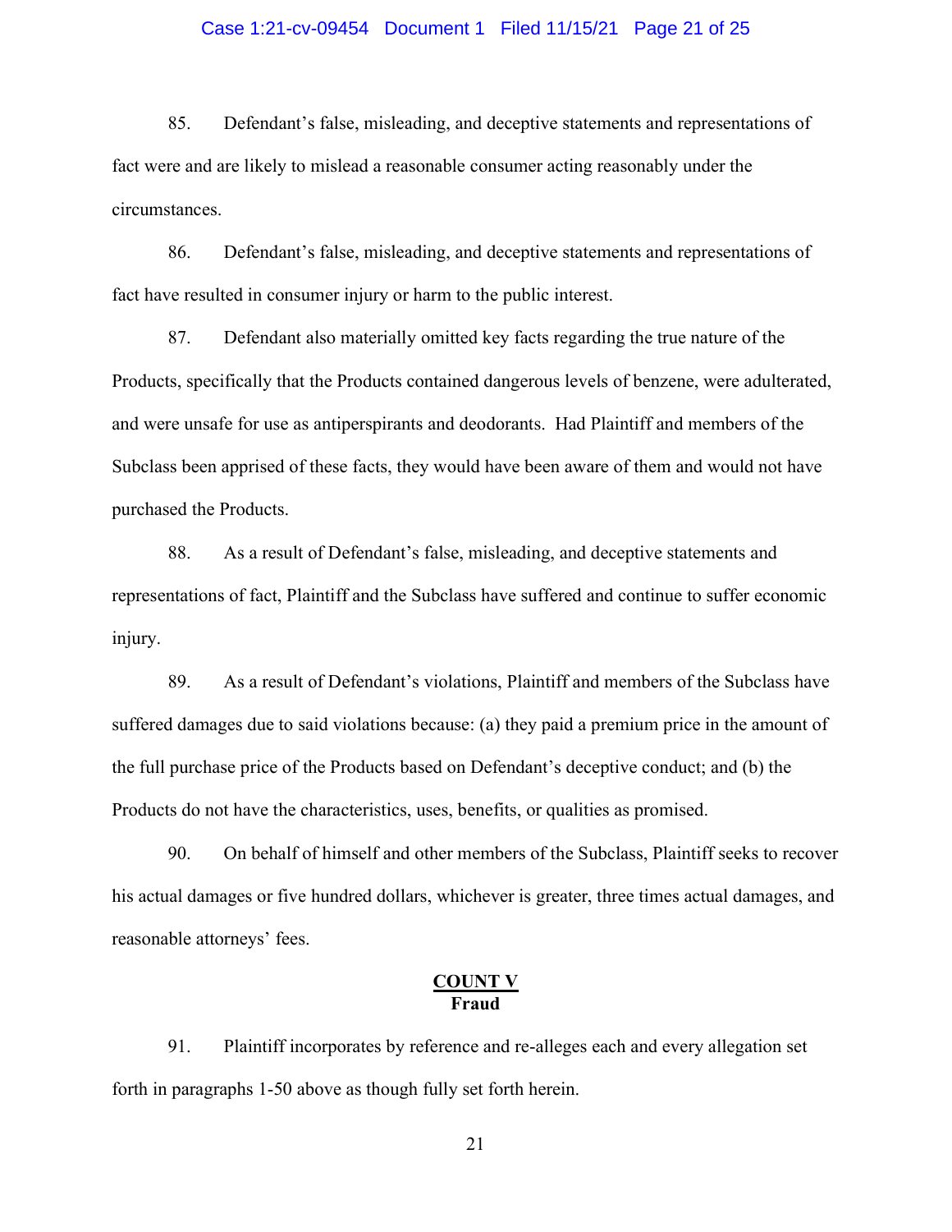85. Defendant's false, misleading, and deceptive statements and representations of fact were and are likely to mislead a reasonable consumer acting reasonably under the circumstances.

86. Defendant's false, misleading, and deceptive statements and representations of fact have resulted in consumer injury or harm to the public interest.

87. Defendant also materially omitted key facts regarding the true nature of the Products, specifically that the Products contained dangerous levels of benzene, were adulterated, and were unsafe for use as antiperspirants and deodorants. Had Plaintiff and members of the Subclass been apprised of these facts, they would have been aware of them and would not have purchased the Products.

88. As a result of Defendant's false, misleading, and deceptive statements and representations of fact, Plaintiff and the Subclass have suffered and continue to suffer economic injury.

89. As a result of Defendant's violations, Plaintiff and members of the Subclass have suffered damages due to said violations because: (a) they paid a premium price in the amount of the full purchase price of the Products based on Defendant's deceptive conduct; and (b) the Products do not have the characteristics, uses, benefits, or qualities as promised.

90. On behalf of himself and other members of the Subclass, Plaintiff seeks to recover his actual damages or five hundred dollars, whichever is greater, three times actual damages, and reasonable attorneys' fees.

## COUNT V
## Fraud

91. Plaintiff incorporates by reference and re-alleges each and every allegation set forth in paragraphs 1-50 above as though fully set forth herein.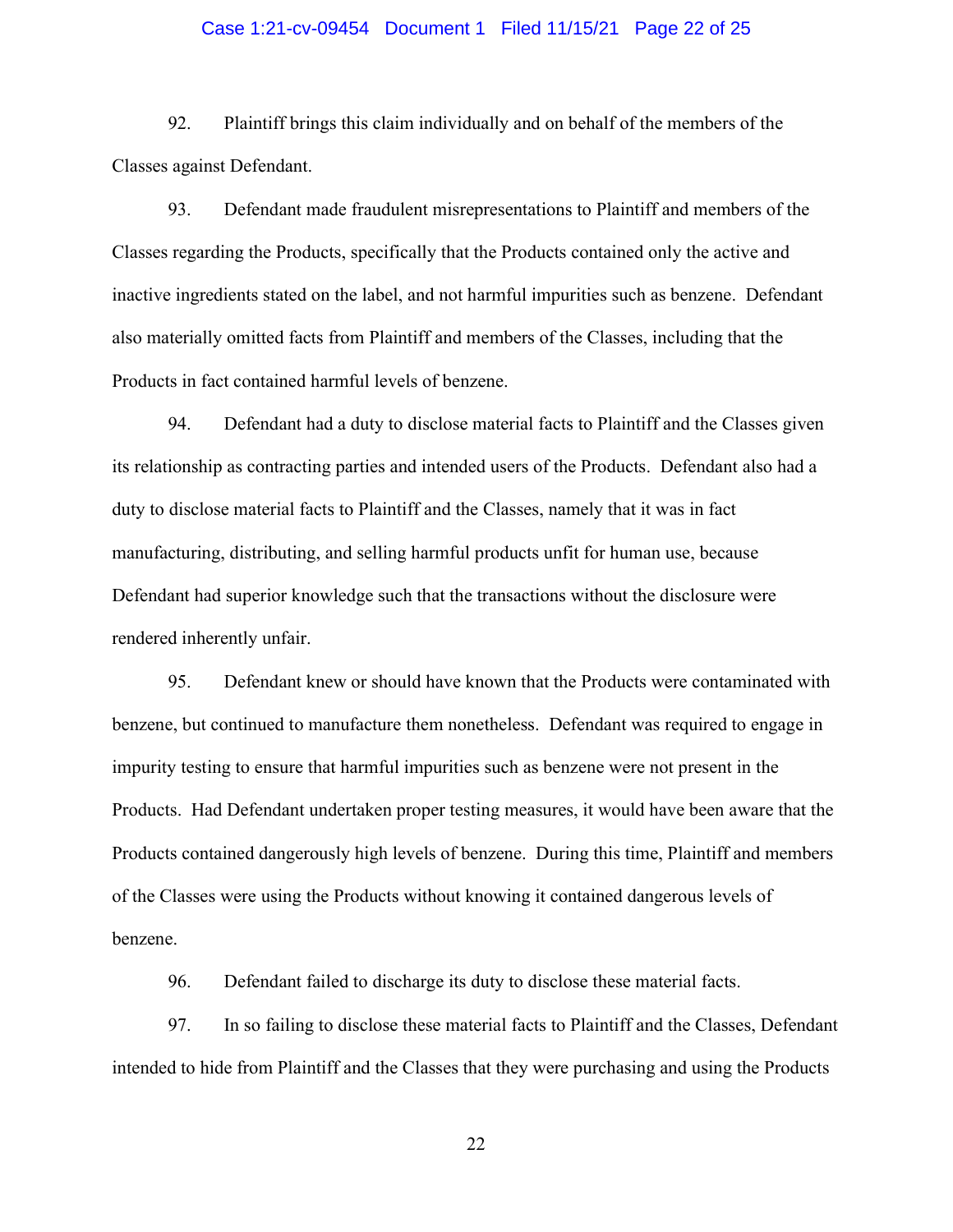92. Plaintiff brings this claim individually and on behalf of the members of the Classes against Defendant.

93. Defendant made fraudulent misrepresentations to Plaintiff and members of the Classes regarding the Products, specifically that the Products contained only the active and inactive ingredients stated on the label, and not harmful impurities such as benzene. Defendant also materially omitted facts from Plaintiff and members of the Classes, including that the Products in fact contained harmful levels of benzene.

94. Defendant had a duty to disclose material facts to Plaintiff and the Classes given its relationship as contracting parties and intended users of the Products. Defendant also had a duty to disclose material facts to Plaintiff and the Classes, namely that it was in fact manufacturing, distributing, and selling harmful products unfit for human use, because Defendant had superior knowledge such that the transactions without the disclosure were rendered inherently unfair.

95. Defendant knew or should have known that the Products were contaminated with benzene, but continued to manufacture them nonetheless. Defendant was required to engage in impurity testing to ensure that harmful impurities such as benzene were not present in the Products. Had Defendant undertaken proper testing measures, it would have been aware that the Products contained dangerously high levels of benzene. During this time, Plaintiff and members of the Classes were using the Products without knowing it contained dangerous levels of benzene.

96. Defendant failed to discharge its duty to disclose these material facts.

97. In so failing to disclose these material facts to Plaintiff and the Classes, Defendant intended to hide from Plaintiff and the Classes that they were purchasing and using the Products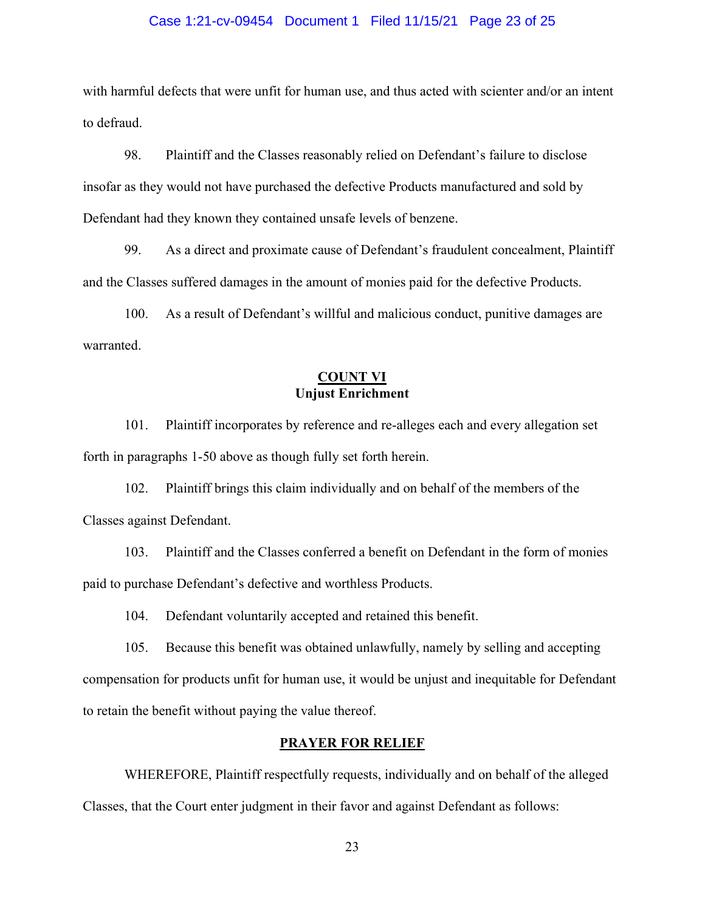with harmful defects that were unfit for human use, and thus acted with scienter and/or an intent to defraud.

98. Plaintiff and the Classes reasonably relied on Defendant's failure to disclose insofar as they would not have purchased the defective Products manufactured and sold by Defendant had they known they contained unsafe levels of benzene.

99. As a direct and proximate cause of Defendant's fraudulent concealment, Plaintiff and the Classes suffered damages in the amount of monies paid for the defective Products.

100. As a result of Defendant's willful and malicious conduct, punitive damages are warranted.

## COUNT VI
### Unjust Enrichment

101. Plaintiff incorporates by reference and re-alleges each and every allegation set forth in paragraphs 1-50 above as though fully set forth herein.

102. Plaintiff brings this claim individually and on behalf of the members of the Classes against Defendant.

103. Plaintiff and the Classes conferred a benefit on Defendant in the form of monies paid to purchase Defendant's defective and worthless Products.

104. Defendant voluntarily accepted and retained this benefit.

105. Because this benefit was obtained unlawfully, namely by selling and accepting compensation for products unfit for human use, it would be unjust and inequitable for Defendant to retain the benefit without paying the value thereof.

## PRAYER FOR RELIEF

WHEREFORE, Plaintiff respectfully requests, individually and on behalf of the alleged Classes, that the Court enter judgment in their favor and against Defendant as follows: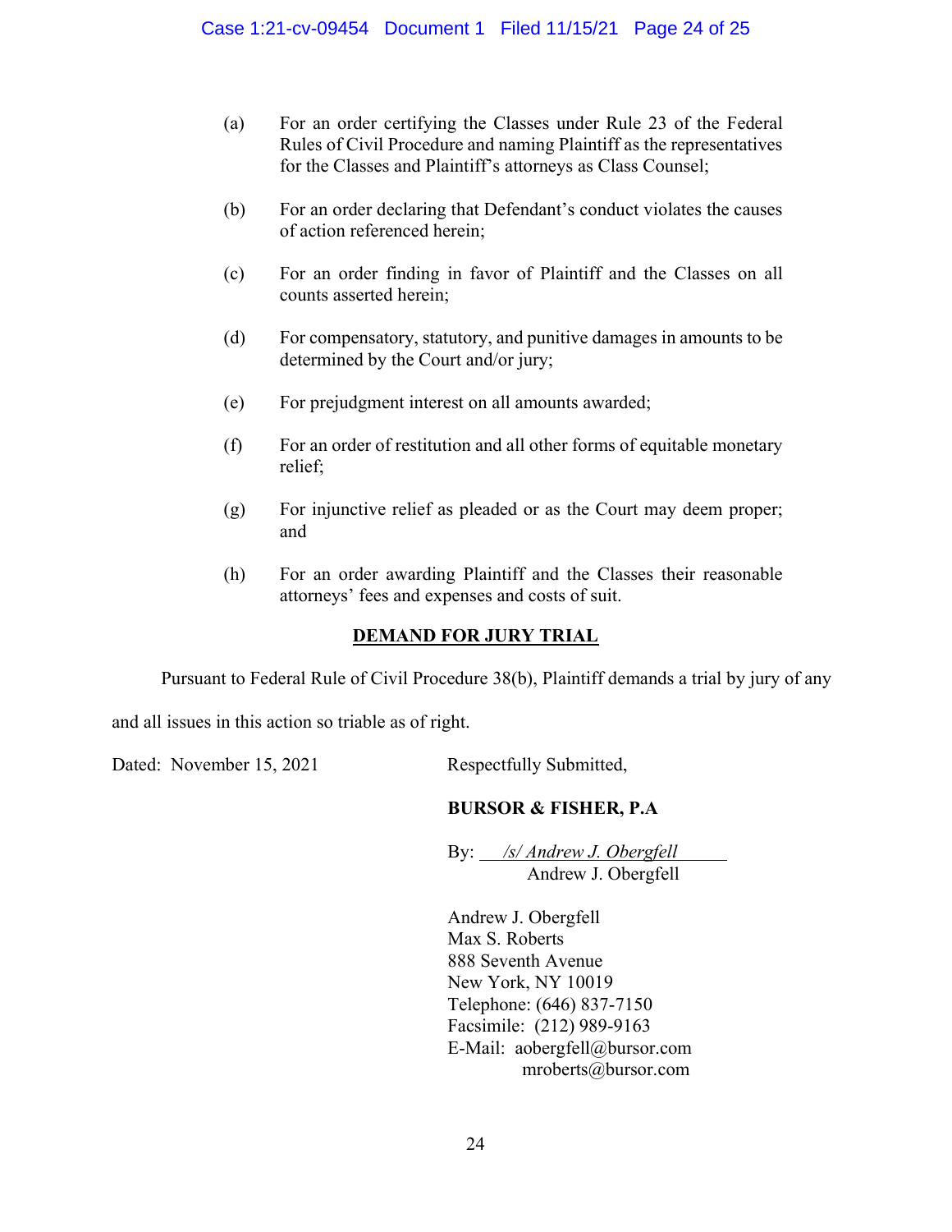(a) For an order certifying the Classes under Rule 23 of the Federal Rules of Civil Procedure and naming Plaintiff as the representatives for the Classes and Plaintiff's attorneys as Class Counsel;

(b) For an order declaring that Defendant's conduct violates the causes of action referenced herein;

(c) For an order finding in favor of Plaintiff and the Classes on all counts asserted herein;

(d) For compensatory, statutory, and punitive damages in amounts to be determined by the Court and/or jury;

(e) For prejudgment interest on all amounts awarded;

(f) For an order of restitution and all other forms of equitable monetary relief;

(g) For injunctive relief as pleaded or as the Court may deem proper; and

(h) For an order awarding Plaintiff and the Classes their reasonable attorneys' fees and expenses and costs of suit.

**DEMAND FOR JURY TRIAL**

Pursuant to Federal Rule of Civil Procedure 38(b), Plaintiff demands a trial by jury of any and all issues in this action so triable as of right.

Dated: November 15, 2021

Respectfully Submitted,

**BURSOR & FISHER, P.A**

By: *_/s/ Andrew J. Obergfell_*
Andrew J. Obergfell

Andrew J. Obergfell
Max S. Roberts
888 Seventh Avenue
New York, NY 10019
Telephone: (646) 837-7150
Facsimile: (212) 989-9163
E-Mail: aobergfell@bursor.com
mroberts@bursor.com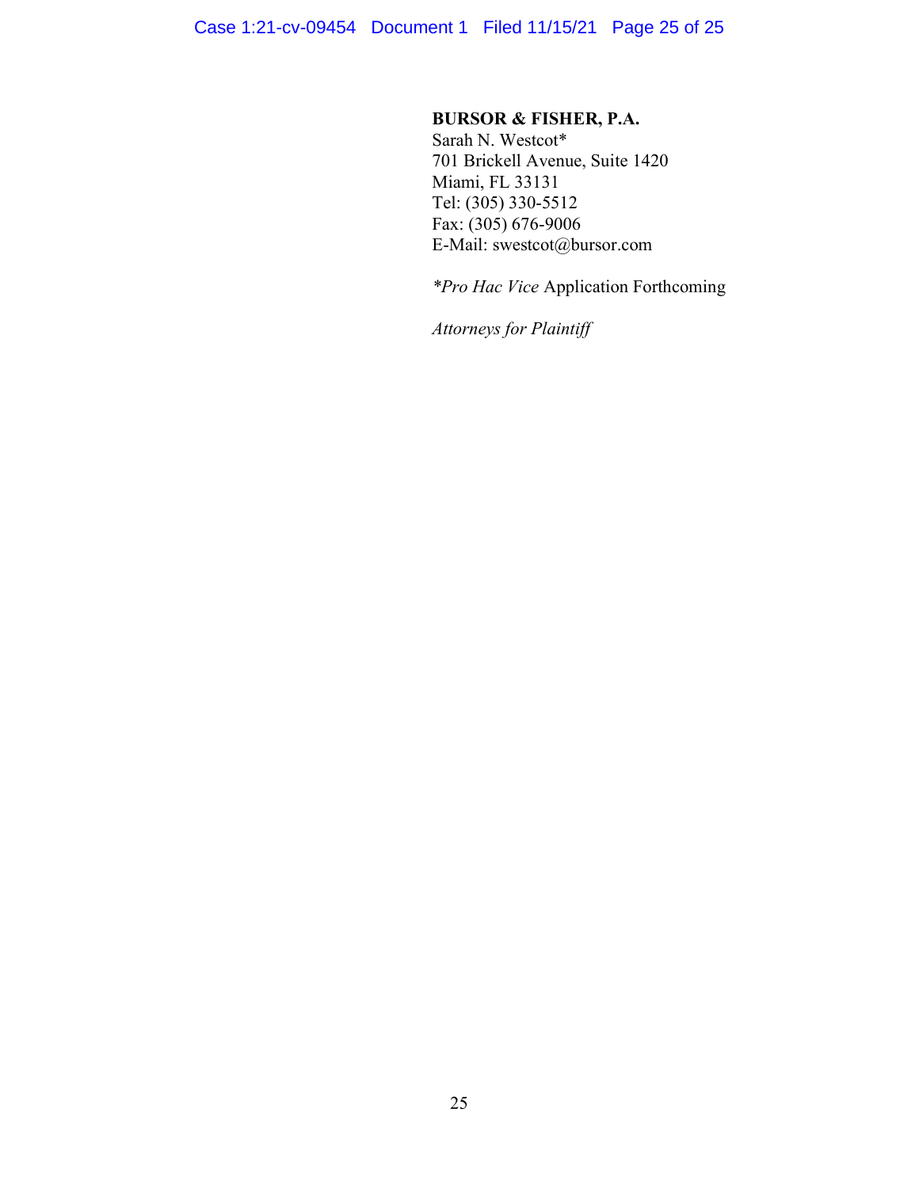**BURSOR & FISHER, P.A.**
Sarah N. Westcot*
701 Brickell Avenue, Suite 1420
Miami, FL 33131
Tel: (305) 330-5512
Fax: (305) 676-9006
E-Mail: swestcot@bursor.com

**Pro Hac Vice* Application Forthcoming

*Attorneys for Plaintiff*